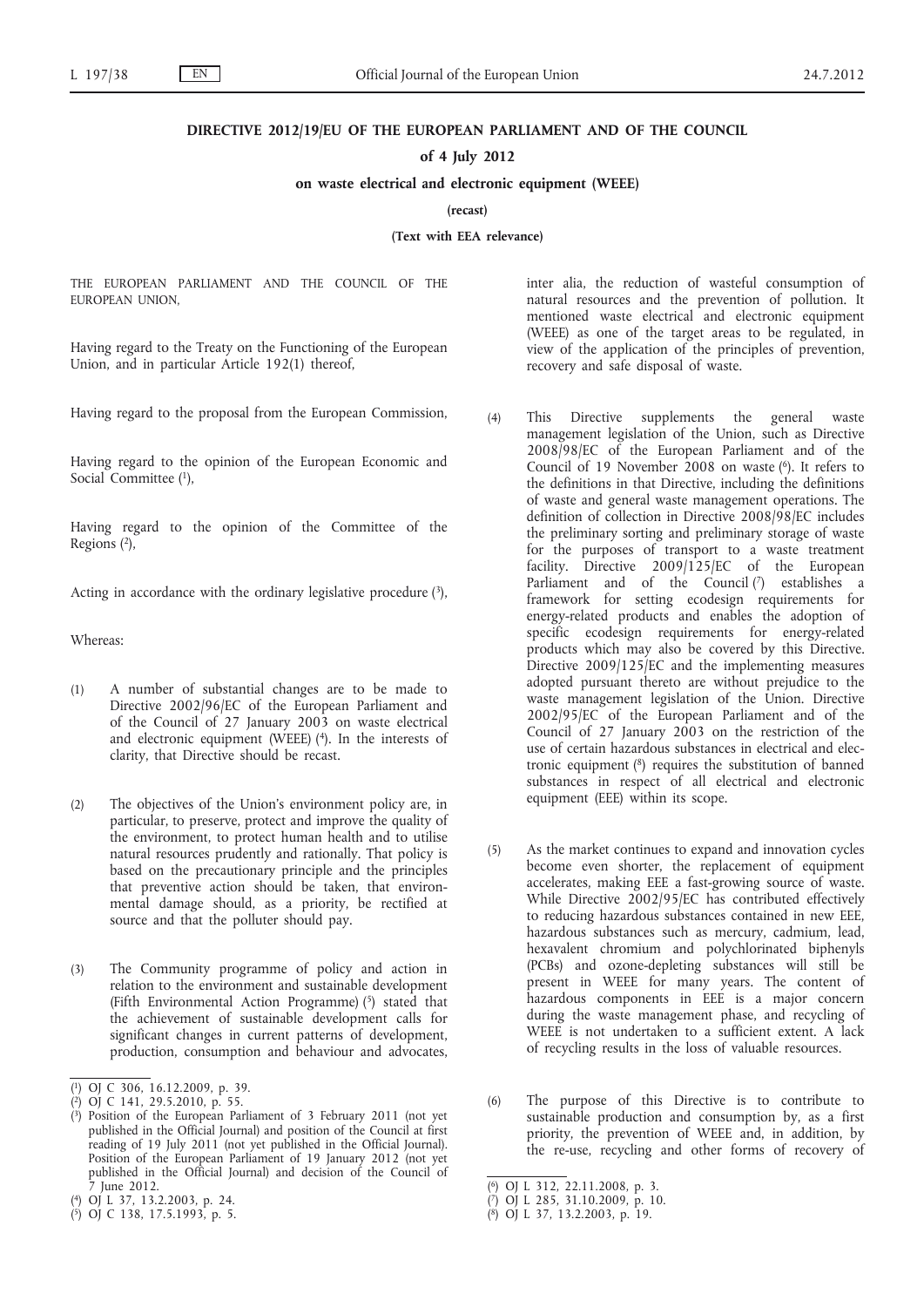# DIRECTIVE 2012/19/EU OF THE EUROPEAN PARLIAMENT AND OF THE COUNCIL

## of 4 July 2012

## on waste electrical and electronic equipment (WEEE)

**(recast)**

**(Text with EEA relevance)**

THE EUROPEAN PARLIAMENT AND THE COUNCIL OF THE EUROPEAN UNION,

Having regard to the Treaty on the Functioning of the European Union, and in particular Article 192(1) thereof,

Having regard to the proposal from the European Commission,

Having regard to the opinion of the European Economic and Social Committee [1],

Having regard to the opinion of the Committee of the Regions [2],

Acting in accordance with the ordinary legislative procedure [3],

Whereas:

(1) A number of substantial changes are to be made to Directive 2002/96/EC of the European Parliament and of the Council of 27 January 2003 on waste electrical and electronic equipment (WEEE) [4]. In the interests of clarity, that Directive should be recast.

(2) The objectives of the Union's environment policy are, in particular, to preserve, protect and improve the quality of the environment, to protect human health and to utilise natural resources prudently and rationally. That policy is based on the precautionary principle and the principles that preventive action should be taken, that environmental damage should, as a priority, be rectified at source and that the polluter should pay.

(3) The Community programme of policy and action in relation to the environment and sustainable development (Fifth Environmental Action Programme) [5] stated that the achievement of sustainable development calls for significant changes in current patterns of development, production, consumption and behaviour and advocates, inter alia, the reduction of wasteful consumption of natural resources and the prevention of pollution. It mentioned waste electrical and electronic equipment (WEEE) as one of the target areas to be regulated, in view of the application of the principles of prevention, recovery and safe disposal of waste.

(4) This Directive supplements the general waste management legislation of the Union, such as Directive 2008/98/EC of the European Parliament and of the Council of 19 November 2008 on waste [6]. It refers to the definitions in that Directive, including the definitions of waste and general waste management operations. The definition of collection in Directive 2008/98/EC includes the preliminary sorting and preliminary storage of waste for the purposes of transport to a waste treatment facility. Directive 2009/125/EC of the European Parliament and of the Council [7] establishes a framework for setting ecodesign requirements for energy-related products and enables the adoption of specific ecodesign requirements for energy-related products which may also be covered by this Directive. Directive 2009/125/EC and the implementing measures adopted pursuant thereto are without prejudice to the waste management legislation of the Union. Directive 2002/95/EC of the European Parliament and of the Council of 27 January 2003 on the restriction of the use of certain hazardous substances in electrical and electronic equipment [8] requires the substitution of banned substances in respect of all electrical and electronic equipment (EEE) within its scope.

(5) As the market continues to expand and innovation cycles become even shorter, the replacement of equipment accelerates, making EEE a fast-growing source of waste. While Directive 2002/95/EC has contributed effectively to reducing hazardous substances contained in new EEE, hazardous substances such as mercury, cadmium, lead, hexavalent chromium and polychlorinated biphenyls (PCBs) and ozone-depleting substances will still be present in WEEE for many years. The content of hazardous components in EEE is a major concern during the waste management phase, and recycling of WEEE is not undertaken to a sufficient extent. A lack of recycling results in the loss of valuable resources.

(6) The purpose of this Directive is to contribute to sustainable production and consumption by, as a first priority, the prevention of WEEE and, in addition, by the re-use, recycling and other forms of recovery of

---

[1] OJ C 306, 16.12.2009, p. 39.

[2] OJ C 141, 29.5.2010, p. 55.

[3] Position of the European Parliament of 3 February 2011 (not yet published in the Official Journal) and position of the Council at first reading of 19 July 2011 (not yet published in the Official Journal). Position of the European Parliament of 19 January 2012 (not yet published in the Official Journal) and decision of the Council of 7 June 2012.

[4] OJ L 37, 13.2.2003, p. 24.

[5] OJ C 138, 17.5.1993, p. 5.

[6] OJ L 312, 22.11.2008, p. 3.

[7] OJ L 285, 31.10.2009, p. 10.

[8] OJ L 37, 13.2.2003, p. 19.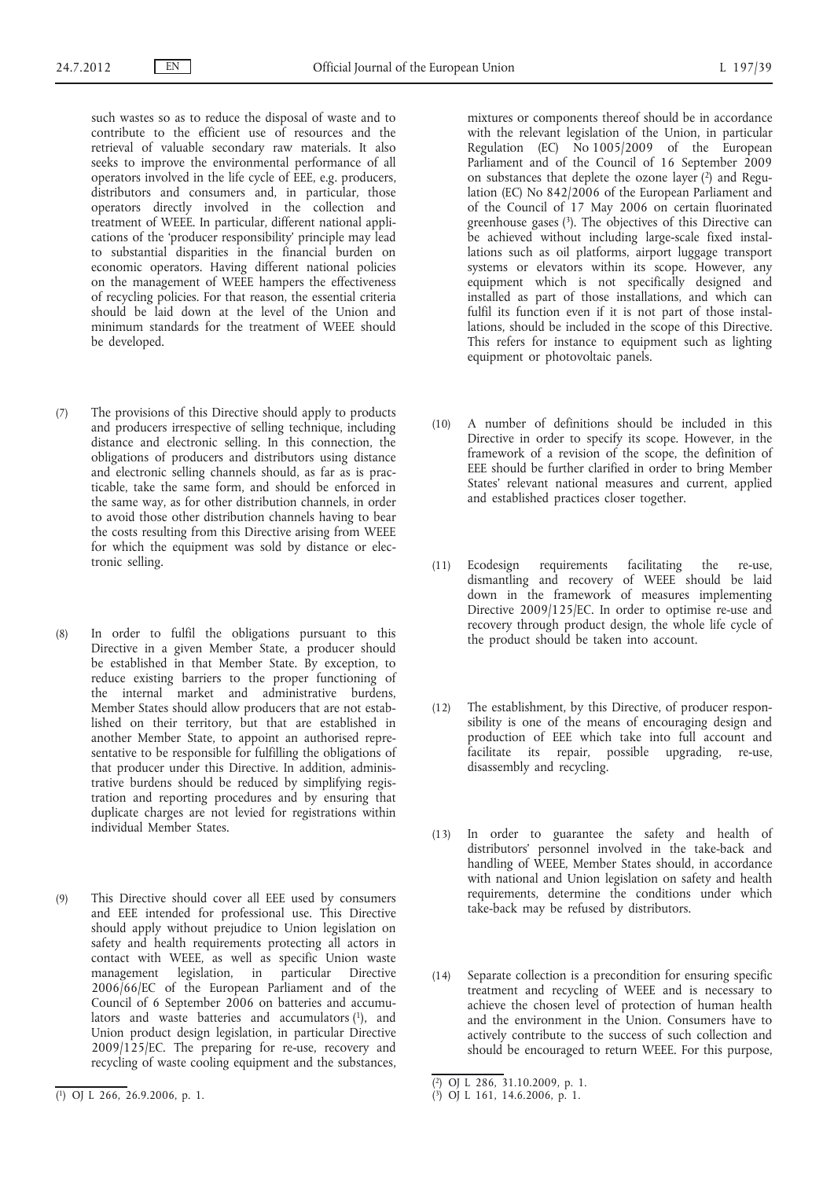such wastes so as to reduce the disposal of waste and to contribute to the efficient use of resources and the retrieval of valuable secondary raw materials. It also seeks to improve the environmental performance of all operators involved in the life cycle of EEE, e.g. producers, distributors and consumers and, in particular, those operators directly involved in the collection and treatment of WEEE. In particular, different national applications of the 'producer responsibility' principle may lead to substantial disparities in the financial burden on economic operators. Having different national policies on the management of WEEE hampers the effectiveness of recycling policies. For that reason, the essential criteria should be laid down at the level of the Union and minimum standards for the treatment of WEEE should be developed.

(7) The provisions of this Directive should apply to products and producers irrespective of selling technique, including distance and electronic selling. In this connection, the obligations of producers and distributors using distance and electronic selling channels should, as far as is practicable, take the same form, and should be enforced in the same way, as for other distribution channels, in order to avoid those other distribution channels having to bear the costs resulting from this Directive arising from WEEE for which the equipment was sold by distance or electronic selling.

(8) In order to fulfil the obligations pursuant to this Directive in a given Member State, a producer should be established in that Member State. By exception, to reduce existing barriers to the proper functioning of the internal market and administrative burdens, Member States should allow producers that are not established on their territory, but that are established in another Member State, to appoint an authorised representative to be responsible for fulfilling the obligations of that producer under this Directive. In addition, administrative burdens should be reduced by simplifying registration and reporting procedures and by ensuring that duplicate charges are not levied for registrations within individual Member States.

(9) This Directive should cover all EEE used by consumers and EEE intended for professional use. This Directive should apply without prejudice to Union legislation on safety and health requirements protecting all actors in contact with WEEE, as well as specific Union waste management legislation, in particular Directive 2006/66/EC of the European Parliament and of the Council of 6 September 2006 on batteries and accumulators and waste batteries and accumulators [1], and Union product design legislation, in particular Directive 2009/125/EC. The preparing for re-use, recovery and recycling of waste cooling equipment and the substances, mixtures or components thereof should be in accordance with the relevant legislation of the Union, in particular Regulation (EC) No 1005/2009 of the European Parliament and of the Council of 16 September 2009 on substances that deplete the ozone layer [2] and Regulation (EC) No 842/2006 of the European Parliament and of the Council of 17 May 2006 on certain fluorinated greenhouse gases [3]. The objectives of this Directive can be achieved without including large-scale fixed installations such as oil platforms, airport luggage transport systems or elevators within its scope. However, any equipment which is not specifically designed and installed as part of those installations, and which can fulfil its function even if it is not part of those installations, should be included in the scope of this Directive. This refers for instance to equipment such as lighting equipment or photovoltaic panels.

(10) A number of definitions should be included in this Directive in order to specify its scope. However, in the framework of a revision of the scope, the definition of EEE should be further clarified in order to bring Member States' relevant national measures and current, applied and established practices closer together.

(11) Ecodesign requirements facilitating the re-use, dismantling and recovery of WEEE should be laid down in the framework of measures implementing Directive 2009/125/EC. In order to optimise re-use and recovery through product design, the whole life cycle of the product should be taken into account.

(12) The establishment, by this Directive, of producer responsibility is one of the means of encouraging design and production of EEE which take into full account and facilitate its repair, possible upgrading, re-use, disassembly and recycling.

(13) In order to guarantee the safety and health of distributors' personnel involved in the take-back and handling of WEEE, Member States should, in accordance with national and Union legislation on safety and health requirements, determine the conditions under which take-back may be refused by distributors.

(14) Separate collection is a precondition for ensuring specific treatment and recycling of WEEE and is necessary to achieve the chosen level of protection of human health and the environment in the Union. Consumers have to actively contribute to the success of such collection and should be encouraged to return WEEE. For this purpose,

---

[1] OJ L 266, 26.9.2006, p. 1.

[2] OJ L 286, 31.10.2009, p. 1.

[3] OJ L 161, 14.6.2006, p. 1.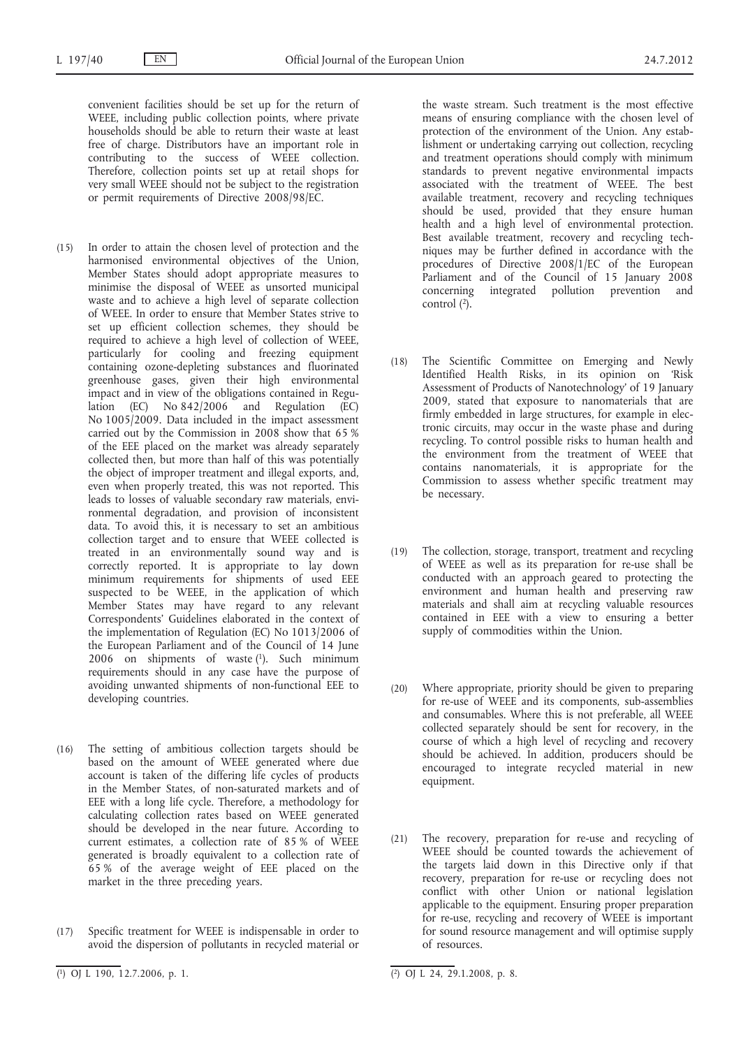convenient facilities should be set up for the return of WEEE, including public collection points, where private households should be able to return their waste at least free of charge. Distributors have an important role in contributing to the success of WEEE collection. Therefore, collection points set up at retail shops for very small WEEE should not be subject to the registration or permit requirements of Directive 2008/98/EC.

(15) In order to attain the chosen level of protection and the harmonised environmental objectives of the Union, Member States should adopt appropriate measures to minimise the disposal of WEEE as unsorted municipal waste and to achieve a high level of separate collection of WEEE. In order to ensure that Member States strive to set up efficient collection schemes, they should be required to achieve a high level of collection of WEEE, particularly for cooling and freezing equipment containing ozone-depleting substances and fluorinated greenhouse gases, given their high environmental impact and in view of the obligations contained in Regulation (EC) No 842/2006 and Regulation (EC) No 1005/2009. Data included in the impact assessment carried out by the Commission in 2008 show that 65 % of the EEE placed on the market was already separately collected then, but more than half of this was potentially the object of improper treatment and illegal exports, and, even when properly treated, this was not reported. This leads to losses of valuable secondary raw materials, environmental degradation, and provision of inconsistent data. To avoid this, it is necessary to set an ambitious collection target and to ensure that WEEE collected is treated in an environmentally sound way and is correctly reported. It is appropriate to lay down minimum requirements for shipments of used EEE suspected to be WEEE, in the application of which Member States may have regard to any relevant Correspondents' Guidelines elaborated in the context of the implementation of Regulation (EC) No 1013/2006 of the European Parliament and of the Council of 14 June 2006 on shipments of waste [1]. Such minimum requirements should in any case have the purpose of avoiding unwanted shipments of non-functional EEE to developing countries.

(16) The setting of ambitious collection targets should be based on the amount of WEEE generated where due account is taken of the differing life cycles of products in the Member States, of non-saturated markets and of EEE with a long life cycle. Therefore, a methodology for calculating collection rates based on WEEE generated should be developed in the near future. According to current estimates, a collection rate of 85 % of WEEE generated is broadly equivalent to a collection rate of 65 % of the average weight of EEE placed on the market in the three preceding years.

(17) Specific treatment for WEEE is indispensable in order to avoid the dispersion of pollutants in recycled material or the waste stream. Such treatment is the most effective means of ensuring compliance with the chosen level of protection of the environment of the Union. Any establishment or undertaking carrying out collection, recycling and treatment operations should comply with minimum standards to prevent negative environmental impacts associated with the treatment of WEEE. The best available treatment, recovery and recycling techniques should be used, provided that they ensure human health and a high level of environmental protection. Best available treatment, recovery and recycling techniques may be further defined in accordance with the procedures of Directive 2008/1/EC of the European Parliament and of the Council of 15 January 2008 concerning integrated pollution prevention and control [2].

(18) The Scientific Committee on Emerging and Newly Identified Health Risks, in its opinion on 'Risk Assessment of Products of Nanotechnology' of 19 January 2009, stated that exposure to nanomaterials that are firmly embedded in large structures, for example in electronic circuits, may occur in the waste phase and during recycling. To control possible risks to human health and the environment from the treatment of WEEE that contains nanomaterials, it is appropriate for the Commission to assess whether specific treatment may be necessary.

(19) The collection, storage, transport, treatment and recycling of WEEE as well as its preparation for re-use shall be conducted with an approach geared to protecting the environment and human health and preserving raw materials and shall aim at recycling valuable resources contained in EEE with a view to ensuring a better supply of commodities within the Union.

(20) Where appropriate, priority should be given to preparing for re-use of WEEE and its components, sub-assemblies and consumables. Where this is not preferable, all WEEE collected separately should be sent for recovery, in the course of which a high level of recycling and recovery should be achieved. In addition, producers should be encouraged to integrate recycled material in new equipment.

(21) The recovery, preparation for re-use and recycling of WEEE should be counted towards the achievement of the targets laid down in this Directive only if that recovery, preparation for re-use or recycling does not conflict with other Union or national legislation applicable to the equipment. Ensuring proper preparation for re-use, recycling and recovery of WEEE is important for sound resource management and will optimise supply of resources.

---

[1] OJ L 190, 12.7.2006, p. 1.

[2] OJ L 24, 29.1.2008, p. 8.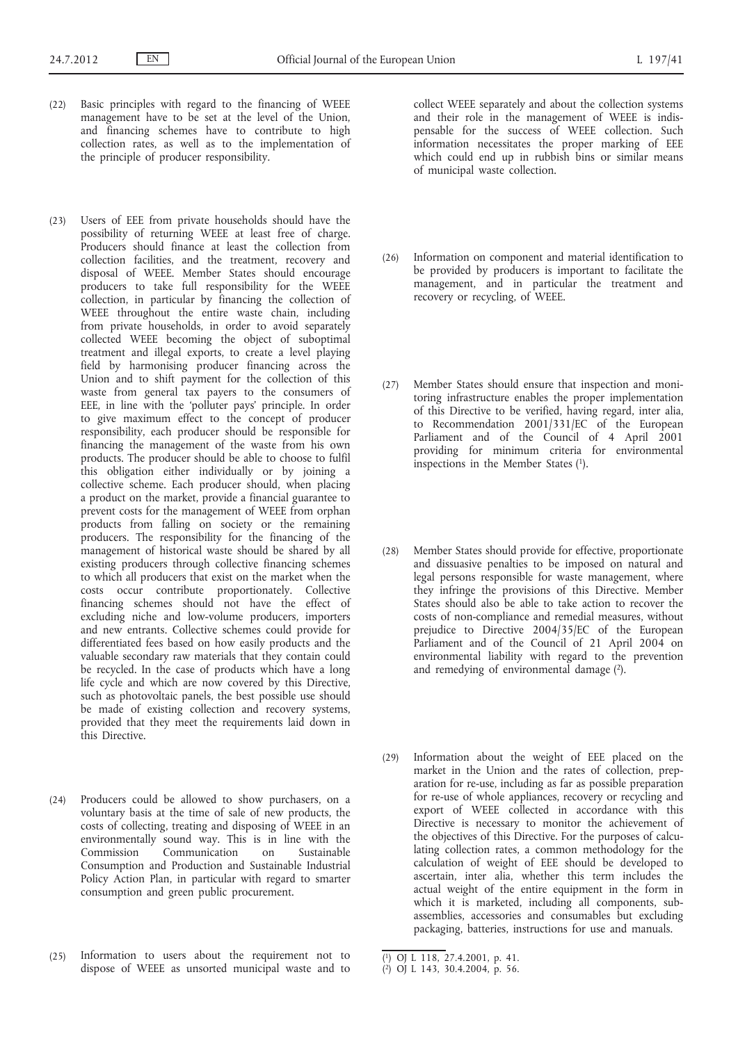(22) Basic principles with regard to the financing of WEEE management have to be set at the level of the Union, and financing schemes have to contribute to high collection rates, as well as to the implementation of the principle of producer responsibility.

(23) Users of EEE from private households should have the possibility of returning WEEE at least free of charge. Producers should finance at least the collection from collection facilities, and the treatment, recovery and disposal of WEEE. Member States should encourage producers to take full responsibility for the WEEE collection, in particular by financing the collection of WEEE throughout the entire waste chain, including from private households, in order to avoid separately collected WEEE becoming the object of suboptimal treatment and illegal exports, to create a level playing field by harmonising producer financing across the Union and to shift payment for the collection of this waste from general tax payers to the consumers of EEE, in line with the 'polluter pays' principle. In order to give maximum effect to the concept of producer responsibility, each producer should be responsible for financing the management of the waste from his own products. The producer should be able to choose to fulfil this obligation either individually or by joining a collective scheme. Each producer should, when placing a product on the market, provide a financial guarantee to prevent costs for the management of WEEE from orphan products from falling on society or the remaining producers. The responsibility for the financing of the management of historical waste should be shared by all existing producers through collective financing schemes to which all producers that exist on the market when the costs occur contribute proportionately. Collective financing schemes should not have the effect of excluding niche and low-volume producers, importers and new entrants. Collective schemes could provide for differentiated fees based on how easily products and the valuable secondary raw materials that they contain could be recycled. In the case of products which have a long life cycle and which are now covered by this Directive, such as photovoltaic panels, the best possible use should be made of existing collection and recovery systems, provided that they meet the requirements laid down in this Directive.

(24) Producers could be allowed to show purchasers, on a voluntary basis at the time of sale of new products, the costs of collecting, treating and disposing of WEEE in an environmentally sound way. This is in line with the Commission Communication on Sustainable Consumption and Production and Sustainable Industrial Policy Action Plan, in particular with regard to smarter consumption and green public procurement.

(25) Information to users about the requirement not to dispose of WEEE as unsorted municipal waste and to collect WEEE separately and about the collection systems and their role in the management of WEEE is indispensable for the success of WEEE collection. Such information necessitates the proper marking of EEE which could end up in rubbish bins or similar means of municipal waste collection.

(26) Information on component and material identification to be provided by producers is important to facilitate the management, and in particular the treatment and recovery or recycling, of WEEE.

(27) Member States should ensure that inspection and monitoring infrastructure enables the proper implementation of this Directive to be verified, having regard, inter alia, to Recommendation 2001/331/EC of the European Parliament and of the Council of 4 April 2001 providing for minimum criteria for environmental inspections in the Member States [1].

(28) Member States should provide for effective, proportionate and dissuasive penalties to be imposed on natural and legal persons responsible for waste management, where they infringe the provisions of this Directive. Member States should also be able to take action to recover the costs of non-compliance and remedial measures, without prejudice to Directive 2004/35/EC of the European Parliament and of the Council of 21 April 2004 on environmental liability with regard to the prevention and remedying of environmental damage [2].

(29) Information about the weight of EEE placed on the market in the Union and the rates of collection, preparation for re-use, including as far as possible preparation for re-use of whole appliances, recovery or recycling and export of WEEE collected in accordance with this Directive is necessary to monitor the achievement of the objectives of this Directive. For the purposes of calculating collection rates, a common methodology for the calculation of weight of EEE should be developed to ascertain, inter alia, whether this term includes the actual weight of the entire equipment in the form in which it is marketed, including all components, sub-assemblies, accessories and consumables but excluding packaging, batteries, instructions for use and manuals.

---

[1] OJ L 118, 27.4.2001, p. 41.

[2] OJ L 143, 30.4.2004, p. 56.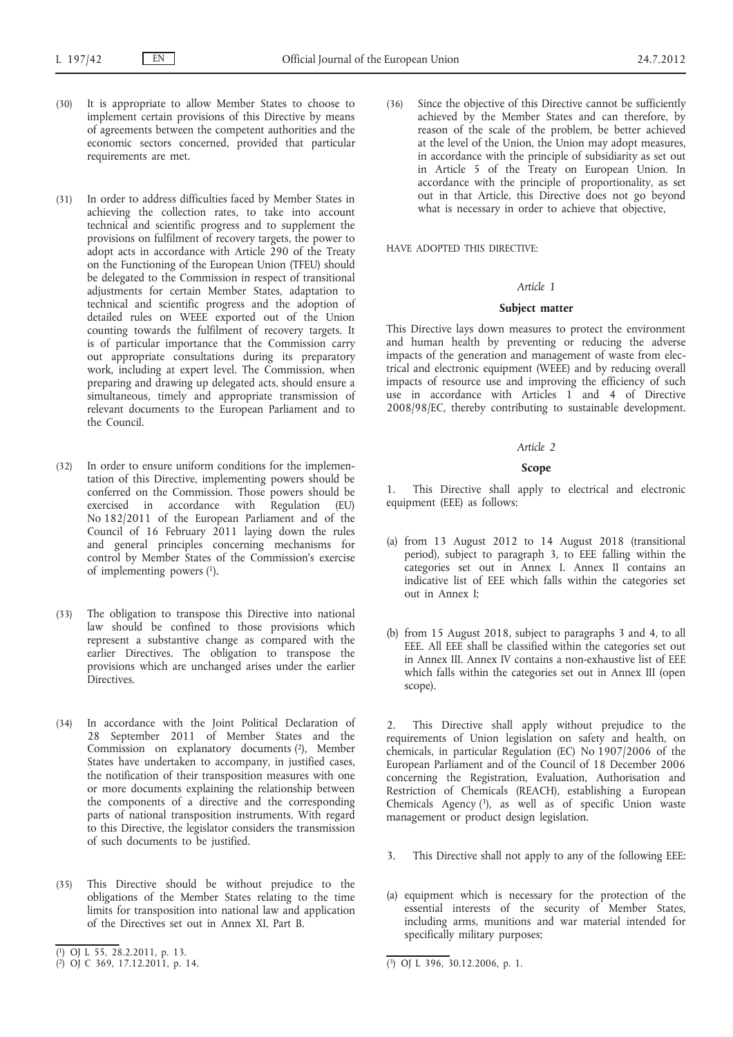(30) It is appropriate to allow Member States to choose to implement certain provisions of this Directive by means of agreements between the competent authorities and the economic sectors concerned, provided that particular requirements are met.

(31) In order to address difficulties faced by Member States in achieving the collection rates, to take into account technical and scientific progress and to supplement the provisions on fulfilment of recovery targets, the power to adopt acts in accordance with Article 290 of the Treaty on the Functioning of the European Union (TFEU) should be delegated to the Commission in respect of transitional adjustments for certain Member States, adaptation to technical and scientific progress and the adoption of detailed rules on WEEE exported out of the Union counting towards the fulfilment of recovery targets. It is of particular importance that the Commission carry out appropriate consultations during its preparatory work, including at expert level. The Commission, when preparing and drawing up delegated acts, should ensure a simultaneous, timely and appropriate transmission of relevant documents to the European Parliament and to the Council.

(32) In order to ensure uniform conditions for the implementation of this Directive, implementing powers should be conferred on the Commission. Those powers should be exercised in accordance with Regulation (EU) No 182/2011 of the European Parliament and of the Council of 16 February 2011 laying down the rules and general principles concerning mechanisms for control by Member States of the Commission's exercise of implementing powers [1].

(33) The obligation to transpose this Directive into national law should be confined to those provisions which represent a substantive change as compared with the earlier Directives. The obligation to transpose the provisions which are unchanged arises under the earlier Directives.

(34) In accordance with the Joint Political Declaration of 28 September 2011 of Member States and the Commission on explanatory documents [2], Member States have undertaken to accompany, in justified cases, the notification of their transposition measures with one or more documents explaining the relationship between the components of a directive and the corresponding parts of national transposition instruments. With regard to this Directive, the legislator considers the transmission of such documents to be justified.

(35) This Directive should be without prejudice to the obligations of the Member States relating to the time limits for transposition into national law and application of the Directives set out in Annex XI, Part B.

(36) Since the objective of this Directive cannot be sufficiently achieved by the Member States and can therefore, by reason of the scale of the problem, be better achieved at the level of the Union, the Union may adopt measures, in accordance with the principle of subsidiarity as set out in Article 5 of the Treaty on European Union. In accordance with the principle of proportionality, as set out in that Article, this Directive does not go beyond what is necessary in order to achieve that objective,

HAVE ADOPTED THIS DIRECTIVE:

*Article 1*

**Subject matter**

This Directive lays down measures to protect the environment and human health by preventing or reducing the adverse impacts of the generation and management of waste from electrical and electronic equipment (WEEE) and by reducing overall impacts of resource use and improving the efficiency of such use in accordance with Articles 1 and 4 of Directive 2008/98/EC, thereby contributing to sustainable development.

*Article 2*

**Scope**

1. This Directive shall apply to electrical and electronic equipment (EEE) as follows:

(a) from 13 August 2012 to 14 August 2018 (transitional period), subject to paragraph 3, to EEE falling within the categories set out in Annex I. Annex II contains an indicative list of EEE which falls within the categories set out in Annex I;

(b) from 15 August 2018, subject to paragraphs 3 and 4, to all EEE. All EEE shall be classified within the categories set out in Annex III. Annex IV contains a non-exhaustive list of EEE which falls within the categories set out in Annex III (open scope).

2. This Directive shall apply without prejudice to the requirements of Union legislation on safety and health, on chemicals, in particular Regulation (EC) No 1907/2006 of the European Parliament and of the Council of 18 December 2006 concerning the Registration, Evaluation, Authorisation and Restriction of Chemicals (REACH), establishing a European Chemicals Agency [3], as well as of specific Union waste management or product design legislation.

3. This Directive shall not apply to any of the following EEE:

(a) equipment which is necessary for the protection of the essential interests of the security of Member States, including arms, munitions and war material intended for specifically military purposes;

---

[1] OJ L 55, 28.2.2011, p. 13.

[2] OJ C 369, 17.12.2011, p. 14.

[3] OJ L 396, 30.12.2006, p. 1.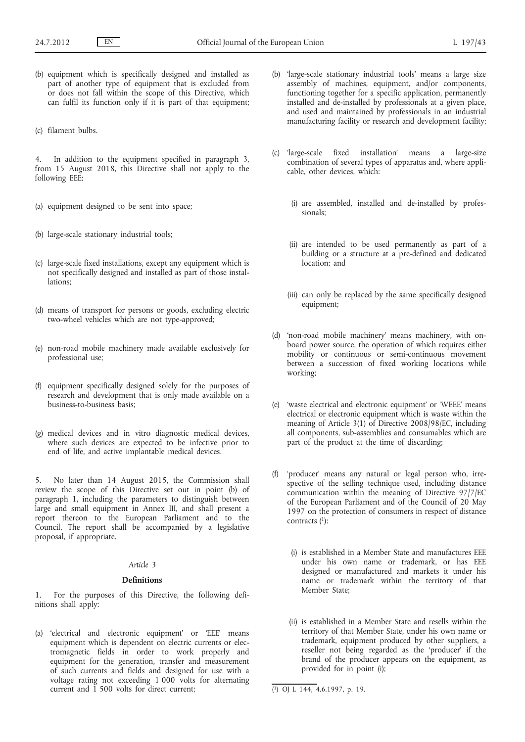(b) equipment which is specifically designed and installed as part of another type of equipment that is excluded from or does not fall within the scope of this Directive, which can fulfil its function only if it is part of that equipment;

(c) filament bulbs.

4. In addition to the equipment specified in paragraph 3, from 15 August 2018, this Directive shall not apply to the following EEE:

(a) equipment designed to be sent into space;

(b) large-scale stationary industrial tools;

(c) large-scale fixed installations, except any equipment which is not specifically designed and installed as part of those installations;

(d) means of transport for persons or goods, excluding electric two-wheel vehicles which are not type-approved;

(e) non-road mobile machinery made available exclusively for professional use;

(f) equipment specifically designed solely for the purposes of research and development that is only made available on a business-to-business basis;

(g) medical devices and in vitro diagnostic medical devices, where such devices are expected to be infective prior to end of life, and active implantable medical devices.

5. No later than 14 August 2015, the Commission shall review the scope of this Directive set out in point (b) of paragraph 1, including the parameters to distinguish between large and small equipment in Annex III, and shall present a report thereon to the European Parliament and to the Council. The report shall be accompanied by a legislative proposal, if appropriate.

*Article 3*

**Definitions**

1. For the purposes of this Directive, the following definitions shall apply:

(a) 'electrical and electronic equipment' or 'EEE' means equipment which is dependent on electric currents or electromagnetic fields in order to work properly and equipment for the generation, transfer and measurement of such currents and fields and designed for use with a voltage rating not exceeding 1 000 volts for alternating current and 1 500 volts for direct current;

(b) 'large-scale stationary industrial tools' means a large size assembly of machines, equipment, and/or components, functioning together for a specific application, permanently installed and de-installed by professionals at a given place, and used and maintained by professionals in an industrial manufacturing facility or research and development facility;

(c) 'large-scale fixed installation' means a large-size combination of several types of apparatus and, where applicable, other devices, which:

(i) are assembled, installed and de-installed by professionals;

(ii) are intended to be used permanently as part of a building or a structure at a pre-defined and dedicated location; and

(iii) can only be replaced by the same specifically designed equipment;

(d) 'non-road mobile machinery' means machinery, with on-board power source, the operation of which requires either mobility or continuous or semi-continuous movement between a succession of fixed working locations while working;

(e) 'waste electrical and electronic equipment' or 'WEEE' means electrical or electronic equipment which is waste within the meaning of Article 3(1) of Directive 2008/98/EC, including all components, sub-assemblies and consumables which are part of the product at the time of discarding;

(f) 'producer' means any natural or legal person who, irrespective of the selling technique used, including distance communication within the meaning of Directive 97/7/EC of the European Parliament and of the Council of 20 May 1997 on the protection of consumers in respect of distance contracts [1]:

(i) is established in a Member State and manufactures EEE under his own name or trademark, or has EEE designed or manufactured and markets it under his name or trademark within the territory of that Member State;

(ii) is established in a Member State and resells within the territory of that Member State, under his own name or trademark, equipment produced by other suppliers, a reseller not being regarded as the 'producer' if the brand of the producer appears on the equipment, as provided for in point (i);

---

[1] OJ L 144, 4.6.1997, p. 19.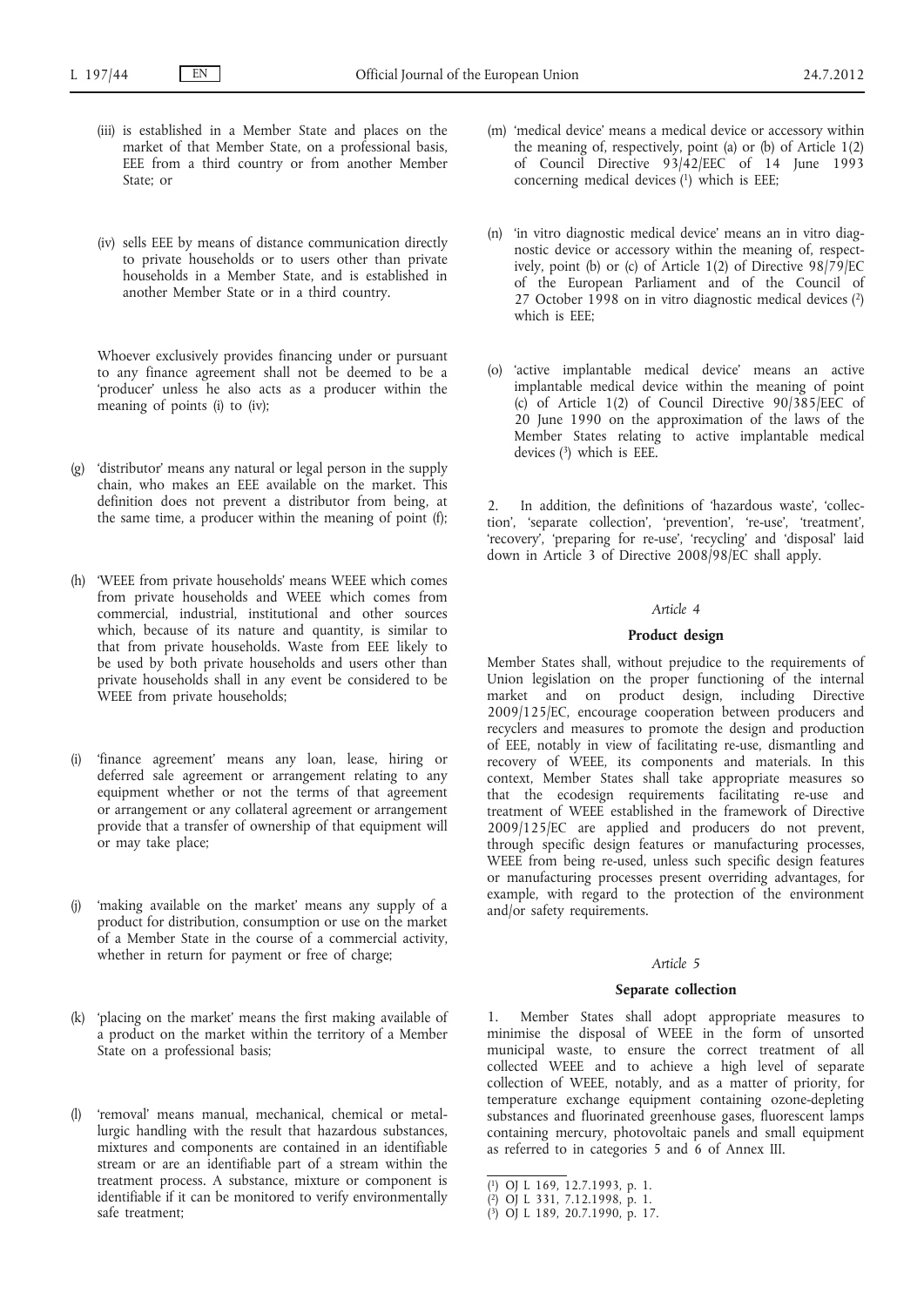(iii) is established in a Member State and places on the market of that Member State, on a professional basis, EEE from a third country or from another Member State; or

(iv) sells EEE by means of distance communication directly to private households or to users other than private households in a Member State, and is established in another Member State or in a third country.

Whoever exclusively provides financing under or pursuant to any finance agreement shall not be deemed to be a 'producer' unless he also acts as a producer within the meaning of points (i) to (iv);

(g) 'distributor' means any natural or legal person in the supply chain, who makes an EEE available on the market. This definition does not prevent a distributor from being, at the same time, a producer within the meaning of point (f);

(h) 'WEEE from private households' means WEEE which comes from private households and WEEE which comes from commercial, industrial, institutional and other sources which, because of its nature and quantity, is similar to that from private households. Waste from EEE likely to be used by both private households and users other than private households shall in any event be considered to be WEEE from private households;

(i) 'finance agreement' means any loan, lease, hiring or deferred sale agreement or arrangement relating to any equipment whether or not the terms of that agreement or arrangement or any collateral agreement or arrangement provide that a transfer of ownership of that equipment will or may take place;

(j) 'making available on the market' means any supply of a product for distribution, consumption or use on the market of a Member State in the course of a commercial activity, whether in return for payment or free of charge;

(k) 'placing on the market' means the first making available of a product on the market within the territory of a Member State on a professional basis;

(l) 'removal' means manual, mechanical, chemical or metallurgic handling with the result that hazardous substances, mixtures and components are contained in an identifiable stream or are an identifiable part of a stream within the treatment process. A substance, mixture or component is identifiable if it can be monitored to verify environmentally safe treatment;

(m) 'medical device' means a medical device or accessory within the meaning of, respectively, point (a) or (b) of Article 1(2) of Council Directive 93/42/EEC of 14 June 1993 concerning medical devices [1] which is EEE;

(n) 'in vitro diagnostic medical device' means an in vitro diagnostic device or accessory within the meaning of, respectively, point (b) or (c) of Article 1(2) of Directive 98/79/EC of the European Parliament and of the Council of 27 October 1998 on in vitro diagnostic medical devices [2] which is EEE;

(o) 'active implantable medical device' means an active implantable medical device within the meaning of point (c) of Article 1(2) of Council Directive 90/385/EEC of 20 June 1990 on the approximation of the laws of the Member States relating to active implantable medical devices [3] which is EEE.

2. In addition, the definitions of 'hazardous waste', 'collection', 'separate collection', 'prevention', 're-use', 'treatment', 'recovery', 'preparing for re-use', 'recycling' and 'disposal' laid down in Article 3 of Directive 2008/98/EC shall apply.

*Article 4*

**Product design**

Member States shall, without prejudice to the requirements of Union legislation on the proper functioning of the internal market and on product design, including Directive 2009/125/EC, encourage cooperation between producers and recyclers and measures to promote the design and production of EEE, notably in view of facilitating re-use, dismantling and recovery of WEEE, its components and materials. In this context, Member States shall take appropriate measures so that the ecodesign requirements facilitating re-use and treatment of WEEE established in the framework of Directive 2009/125/EC are applied and producers do not prevent, through specific design features or manufacturing processes, WEEE from being re-used, unless such specific design features or manufacturing processes present overriding advantages, for example, with regard to the protection of the environment and/or safety requirements.

*Article 5*

**Separate collection**

1. Member States shall adopt appropriate measures to minimise the disposal of WEEE in the form of unsorted municipal waste, to ensure the correct treatment of all collected WEEE and to achieve a high level of separate collection of WEEE, notably, and as a matter of priority, for temperature exchange equipment containing ozone-depleting substances and fluorinated greenhouse gases, fluorescent lamps containing mercury, photovoltaic panels and small equipment as referred to in categories 5 and 6 of Annex III.

---

[1] OJ L 169, 12.7.1993, p. 1.

[2] OJ L 331, 7.12.1998, p. 1.

[3] OJ L 189, 20.7.1990, p. 17.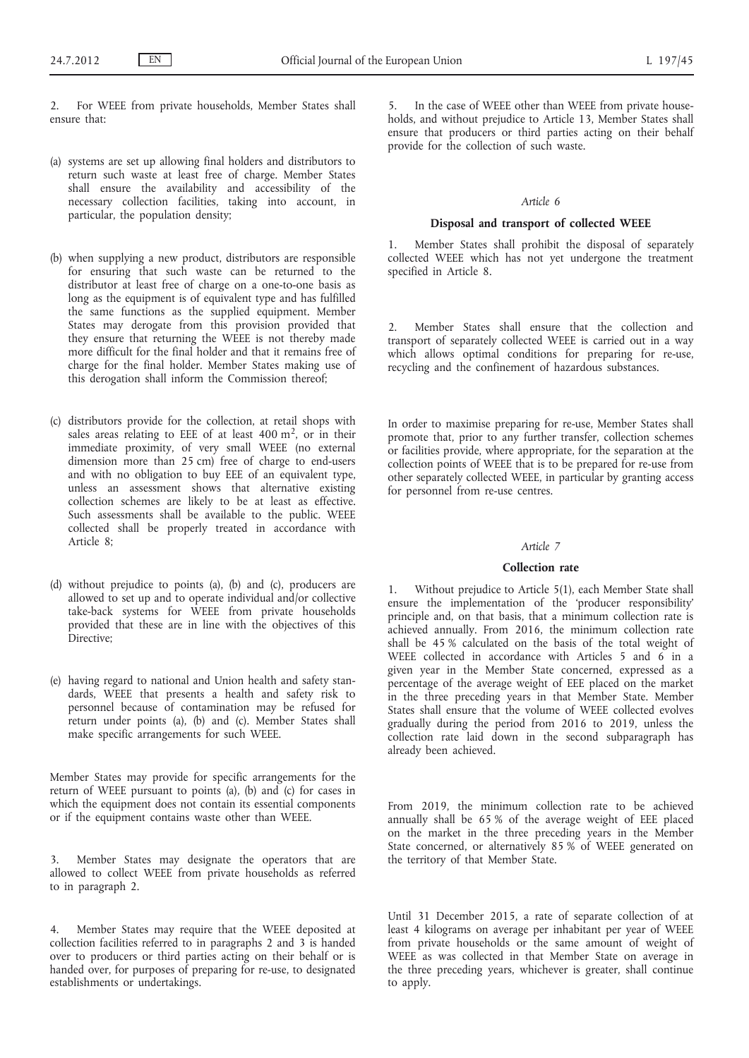2. For WEEE from private households, Member States shall ensure that:

(a) systems are set up allowing final holders and distributors to return such waste at least free of charge. Member States shall ensure the availability and accessibility of the necessary collection facilities, taking into account, in particular, the population density;

(b) when supplying a new product, distributors are responsible for ensuring that such waste can be returned to the distributor at least free of charge on a one-to-one basis as long as the equipment is of equivalent type and has fulfilled the same functions as the supplied equipment. Member States may derogate from this provision provided that they ensure that returning the WEEE is not thereby made more difficult for the final holder and that it remains free of charge for the final holder. Member States making use of this derogation shall inform the Commission thereof;

(c) distributors provide for the collection, at retail shops with sales areas relating to EEE of at least 400 $m^2$, or in their immediate proximity, of very small WEEE (no external dimension more than 25 cm) free of charge to end-users and with no obligation to buy EEE of an equivalent type, unless an assessment shows that alternative existing collection schemes are likely to be at least as effective. Such assessments shall be available to the public. WEEE collected shall be properly treated in accordance with Article 8;

(d) without prejudice to points (a), (b) and (c), producers are allowed to set up and to operate individual and/or collective take-back systems for WEEE from private households provided that these are in line with the objectives of this Directive;

(e) having regard to national and Union health and safety standards, WEEE that presents a health and safety risk to personnel because of contamination may be refused for return under points (a), (b) and (c). Member States shall make specific arrangements for such WEEE.

Member States may provide for specific arrangements for the return of WEEE pursuant to points (a), (b) and (c) for cases in which the equipment does not contain its essential components or if the equipment contains waste other than WEEE.

3. Member States may designate the operators that are allowed to collect WEEE from private households as referred to in paragraph 2.

4. Member States may require that the WEEE deposited at collection facilities referred to in paragraphs 2 and 3 is handed over to producers or third parties acting on their behalf or is handed over, for purposes of preparing for re-use, to designated establishments or undertakings.

5. In the case of WEEE other than WEEE from private households, and without prejudice to Article 13, Member States shall ensure that producers or third parties acting on their behalf provide for the collection of such waste.

*Article 6*

**Disposal and transport of collected WEEE**

1. Member States shall prohibit the disposal of separately collected WEEE which has not yet undergone the treatment specified in Article 8.

2. Member States shall ensure that the collection and transport of separately collected WEEE is carried out in a way which allows optimal conditions for preparing for re-use, recycling and the confinement of hazardous substances.

In order to maximise preparing for re-use, Member States shall promote that, prior to any further transfer, collection schemes or facilities provide, where appropriate, for the separation at the collection points of WEEE that is to be prepared for re-use from other separately collected WEEE, in particular by granting access for personnel from re-use centres.

*Article 7*

**Collection rate**

1. Without prejudice to Article 5(1), each Member State shall ensure the implementation of the 'producer responsibility' principle and, on that basis, that a minimum collection rate is achieved annually. From 2016, the minimum collection rate shall be 45 % calculated on the basis of the total weight of WEEE collected in accordance with Articles 5 and 6 in a given year in the Member State concerned, expressed as a percentage of the average weight of EEE placed on the market in the three preceding years in that Member State. Member States shall ensure that the volume of WEEE collected evolves gradually during the period from 2016 to 2019, unless the collection rate laid down in the second subparagraph has already been achieved.

From 2019, the minimum collection rate to be achieved annually shall be 65 % of the average weight of EEE placed on the market in the three preceding years in the Member State concerned, or alternatively 85 % of WEEE generated on the territory of that Member State.

Until 31 December 2015, a rate of separate collection of at least 4 kilograms on average per inhabitant per year of WEEE from private households or the same amount of weight of WEEE as was collected in that Member State on average in the three preceding years, whichever is greater, shall continue to apply.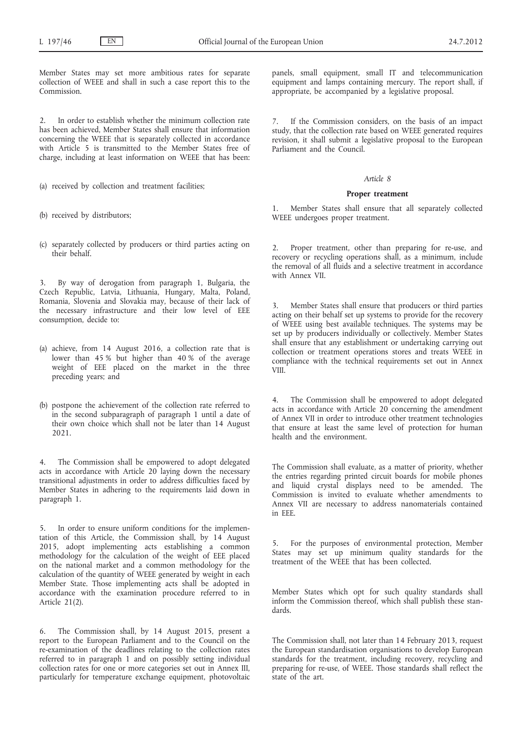Member States may set more ambitious rates for separate collection of WEEE and shall in such a case report this to the Commission.

2. In order to establish whether the minimum collection rate has been achieved, Member States shall ensure that information concerning the WEEE that is separately collected in accordance with Article 5 is transmitted to the Member States free of charge, including at least information on WEEE that has been:

(a) received by collection and treatment facilities;

(b) received by distributors;

(c) separately collected by producers or third parties acting on their behalf.

3. By way of derogation from paragraph 1, Bulgaria, the Czech Republic, Latvia, Lithuania, Hungary, Malta, Poland, Romania, Slovenia and Slovakia may, because of their lack of the necessary infrastructure and their low level of EEE consumption, decide to:

(a) achieve, from 14 August 2016, a collection rate that is lower than 45 % but higher than 40 % of the average weight of EEE placed on the market in the three preceding years; and

(b) postpone the achievement of the collection rate referred to in the second subparagraph of paragraph 1 until a date of their own choice which shall not be later than 14 August 2021.

4. The Commission shall be empowered to adopt delegated acts in accordance with Article 20 laying down the necessary transitional adjustments in order to address difficulties faced by Member States in adhering to the requirements laid down in paragraph 1.

5. In order to ensure uniform conditions for the implementation of this Article, the Commission shall, by 14 August 2015, adopt implementing acts establishing a common methodology for the calculation of the weight of EEE placed on the national market and a common methodology for the calculation of the quantity of WEEE generated by weight in each Member State. Those implementing acts shall be adopted in accordance with the examination procedure referred to in Article 21(2).

6. The Commission shall, by 14 August 2015, present a report to the European Parliament and to the Council on the re-examination of the deadlines relating to the collection rates referred to in paragraph 1 and on possibly setting individual collection rates for one or more categories set out in Annex III, particularly for temperature exchange equipment, photovoltaic panels, small equipment, small IT and telecommunication equipment and lamps containing mercury. The report shall, if appropriate, be accompanied by a legislative proposal.

7. If the Commission considers, on the basis of an impact study, that the collection rate based on WEEE generated requires revision, it shall submit a legislative proposal to the European Parliament and the Council.

*Article 8*

**Proper treatment**

1. Member States shall ensure that all separately collected WEEE undergoes proper treatment.

2. Proper treatment, other than preparing for re-use, and recovery or recycling operations shall, as a minimum, include the removal of all fluids and a selective treatment in accordance with Annex VII.

3. Member States shall ensure that producers or third parties acting on their behalf set up systems to provide for the recovery of WEEE using best available techniques. The systems may be set up by producers individually or collectively. Member States shall ensure that any establishment or undertaking carrying out collection or treatment operations stores and treats WEEE in compliance with the technical requirements set out in Annex VIII.

4. The Commission shall be empowered to adopt delegated acts in accordance with Article 20 concerning the amendment of Annex VII in order to introduce other treatment technologies that ensure at least the same level of protection for human health and the environment.

The Commission shall evaluate, as a matter of priority, whether the entries regarding printed circuit boards for mobile phones and liquid crystal displays need to be amended. The Commission is invited to evaluate whether amendments to Annex VII are necessary to address nanomaterials contained in EEE.

5. For the purposes of environmental protection, Member States may set up minimum quality standards for the treatment of the WEEE that has been collected.

Member States which opt for such quality standards shall inform the Commission thereof, which shall publish these standards.

The Commission shall, not later than 14 February 2013, request the European standardisation organisations to develop European standards for the treatment, including recovery, recycling and preparing for re-use, of WEEE. Those standards shall reflect the state of the art.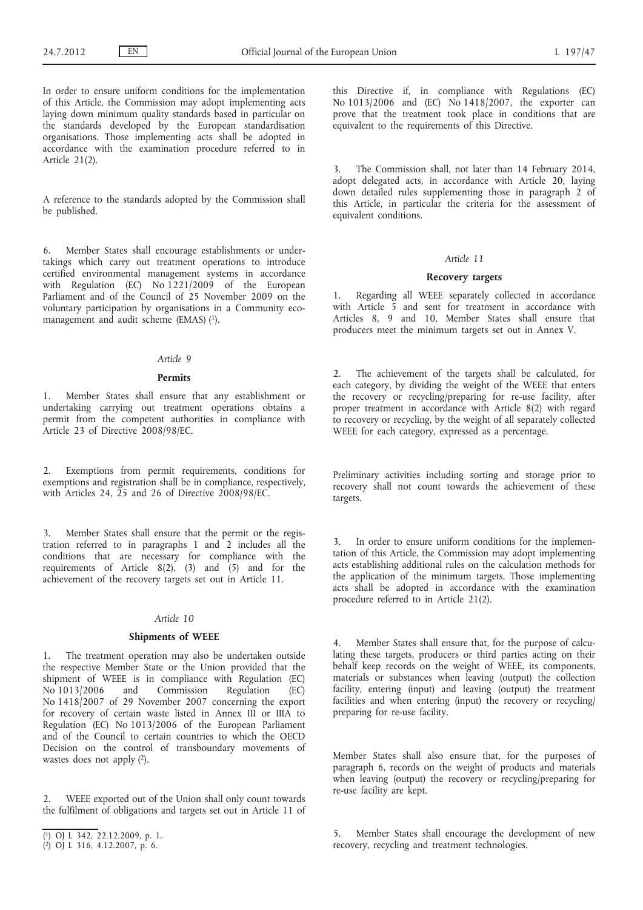In order to ensure uniform conditions for the implementation of this Article, the Commission may adopt implementing acts laying down minimum quality standards based in particular on the standards developed by the European standardisation organisations. Those implementing acts shall be adopted in accordance with the examination procedure referred to in Article 21(2).

A reference to the standards adopted by the Commission shall be published.

6. Member States shall encourage establishments or undertakings which carry out treatment operations to introduce certified environmental management systems in accordance with Regulation (EC) No 1221/2009 of the European Parliament and of the Council of 25 November 2009 on the voluntary participation by organisations in a Community eco-management and audit scheme (EMAS) [1].

### *Article 9*

### Permits

1. Member States shall ensure that any establishment or undertaking carrying out treatment operations obtains a permit from the competent authorities in compliance with Article 23 of Directive 2008/98/EC.

2. Exemptions from permit requirements, conditions for exemptions and registration shall be in compliance, respectively, with Articles 24, 25 and 26 of Directive 2008/98/EC.

3. Member States shall ensure that the permit or the registration referred to in paragraphs 1 and 2 includes all the conditions that are necessary for compliance with the requirements of Article 8(2), (3) and (5) and for the achievement of the recovery targets set out in Article 11.

### *Article 10*

### Shipments of WEEE

1. The treatment operation may also be undertaken outside the respective Member State or the Union provided that the shipment of WEEE is in compliance with Regulation (EC) No 1013/2006 and Commission Regulation (EC) No 1418/2007 of 29 November 2007 concerning the export for recovery of certain waste listed in Annex III or IIIA to Regulation (EC) No 1013/2006 of the European Parliament and of the Council to certain countries to which the OECD Decision on the control of transboundary movements of wastes does not apply [2].

2. WEEE exported out of the Union shall only count towards the fulfilment of obligations and targets set out in Article 11 of this Directive if, in compliance with Regulations (EC) No 1013/2006 and (EC) No 1418/2007, the exporter can prove that the treatment took place in conditions that are equivalent to the requirements of this Directive.

3. The Commission shall, not later than 14 February 2014, adopt delegated acts, in accordance with Article 20, laying down detailed rules supplementing those in paragraph 2 of this Article, in particular the criteria for the assessment of equivalent conditions.

### *Article 11*

### Recovery targets

1. Regarding all WEEE separately collected in accordance with Article 5 and sent for treatment in accordance with Articles 8, 9 and 10, Member States shall ensure that producers meet the minimum targets set out in Annex V.

2. The achievement of the targets shall be calculated, for each category, by dividing the weight of the WEEE that enters the recovery or recycling/preparing for re-use facility, after proper treatment in accordance with Article 8(2) with regard to recovery or recycling, by the weight of all separately collected WEEE for each category, expressed as a percentage.

Preliminary activities including sorting and storage prior to recovery shall not count towards the achievement of these targets.

3. In order to ensure uniform conditions for the implementation of this Article, the Commission may adopt implementing acts establishing additional rules on the calculation methods for the application of the minimum targets. Those implementing acts shall be adopted in accordance with the examination procedure referred to in Article 21(2).

4. Member States shall ensure that, for the purpose of calculating these targets, producers or third parties acting on their behalf keep records on the weight of WEEE, its components, materials or substances when leaving (output) the collection facility, entering (input) and leaving (output) the treatment facilities and when entering (input) the recovery or recycling/preparing for re-use facility.

Member States shall also ensure that, for the purposes of paragraph 6, records on the weight of products and materials when leaving (output) the recovery or recycling/preparing for re-use facility are kept.

5. Member States shall encourage the development of new recovery, recycling and treatment technologies.

---

[1] OJ L 342, 22.12.2009, p. 1.

[2] OJ L 316, 4.12.2007, p. 6.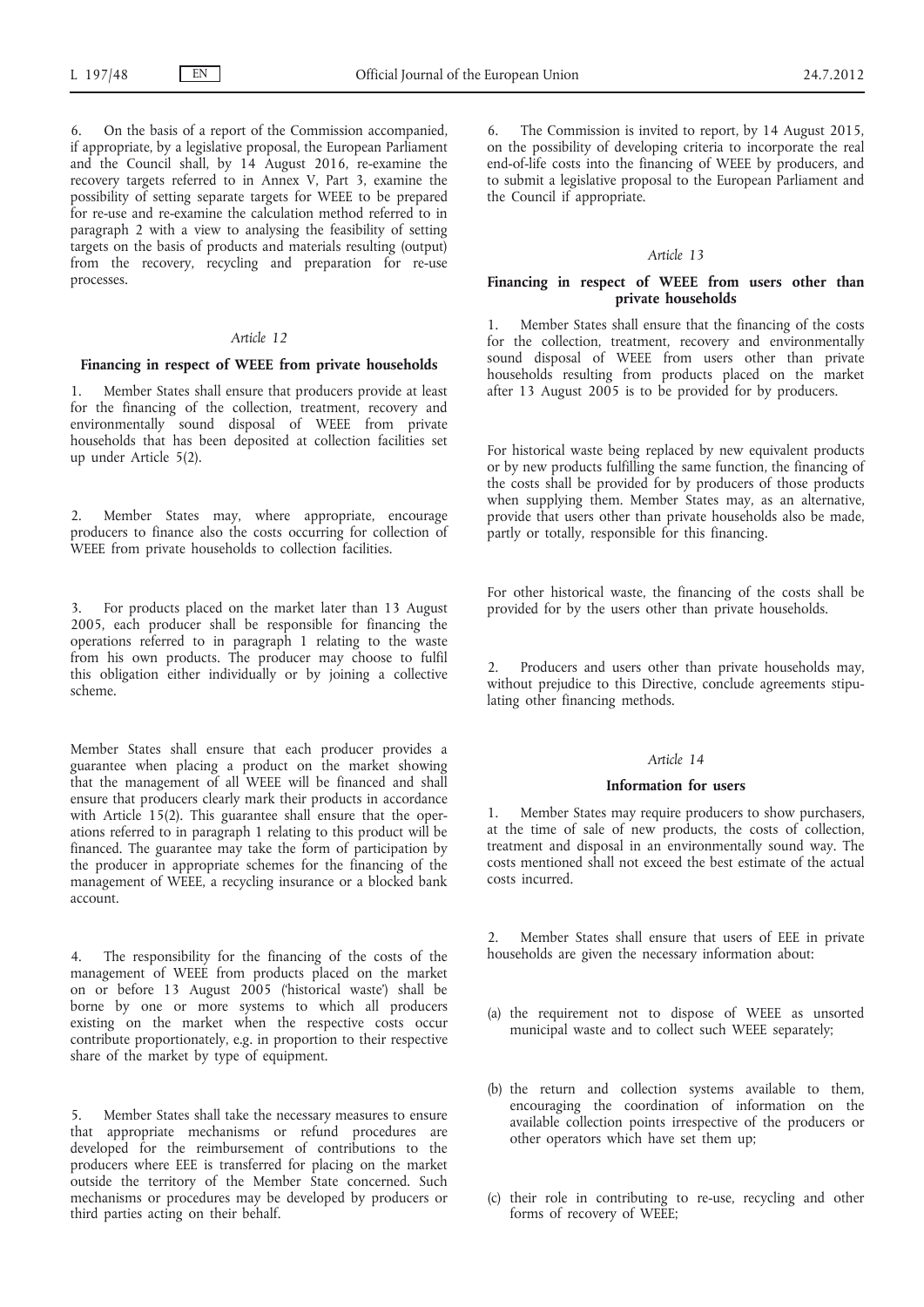6. On the basis of a report of the Commission accompanied, if appropriate, by a legislative proposal, the European Parliament and the Council shall, by 14 August 2016, re-examine the recovery targets referred to in Annex V, Part 3, examine the possibility of setting separate targets for WEEE to be prepared for re-use and re-examine the calculation method referred to in paragraph 2 with a view to analysing the feasibility of setting targets on the basis of products and materials resulting (output) from the recovery, recycling and preparation for re-use processes.

*Article 12*

**Financing in respect of WEEE from private households**

1. Member States shall ensure that producers provide at least for the financing of the collection, treatment, recovery and environmentally sound disposal of WEEE from private households that has been deposited at collection facilities set up under Article 5(2).

2. Member States may, where appropriate, encourage producers to finance also the costs occurring for collection of WEEE from private households to collection facilities.

3. For products placed on the market later than 13 August 2005, each producer shall be responsible for financing the operations referred to in paragraph 1 relating to the waste from his own products. The producer may choose to fulfil this obligation either individually or by joining a collective scheme.

Member States shall ensure that each producer provides a guarantee when placing a product on the market showing that the management of all WEEE will be financed and shall ensure that producers clearly mark their products in accordance with Article 15(2). This guarantee shall ensure that the operations referred to in paragraph 1 relating to this product will be financed. The guarantee may take the form of participation by the producer in appropriate schemes for the financing of the management of WEEE, a recycling insurance or a blocked bank account.

4. The responsibility for the financing of the costs of the management of WEEE from products placed on the market on or before 13 August 2005 ('historical waste') shall be borne by one or more systems to which all producers existing on the market when the respective costs occur contribute proportionately, e.g. in proportion to their respective share of the market by type of equipment.

5. Member States shall take the necessary measures to ensure that appropriate mechanisms or refund procedures are developed for the reimbursement of contributions to the producers where EEE is transferred for placing on the market outside the territory of the Member State concerned. Such mechanisms or procedures may be developed by producers or third parties acting on their behalf.

6. The Commission is invited to report, by 14 August 2015, on the possibility of developing criteria to incorporate the real end-of-life costs into the financing of WEEE by producers, and to submit a legislative proposal to the European Parliament and the Council if appropriate.

*Article 13*

**Financing in respect of WEEE from users other than private households**

1. Member States shall ensure that the financing of the costs for the collection, treatment, recovery and environmentally sound disposal of WEEE from users other than private households resulting from products placed on the market after 13 August 2005 is to be provided for by producers.

For historical waste being replaced by new equivalent products or by new products fulfilling the same function, the financing of the costs shall be provided for by producers of those products when supplying them. Member States may, as an alternative, provide that users other than private households also be made, partly or totally, responsible for this financing.

For other historical waste, the financing of the costs shall be provided for by the users other than private households.

2. Producers and users other than private households may, without prejudice to this Directive, conclude agreements stipulating other financing methods.

*Article 14*

**Information for users**

1. Member States may require producers to show purchasers, at the time of sale of new products, the costs of collection, treatment and disposal in an environmentally sound way. The costs mentioned shall not exceed the best estimate of the actual costs incurred.

2. Member States shall ensure that users of EEE in private households are given the necessary information about:

(a) the requirement not to dispose of WEEE as unsorted municipal waste and to collect such WEEE separately;

(b) the return and collection systems available to them, encouraging the coordination of information on the available collection points irrespective of the producers or other operators which have set them up;

(c) their role in contributing to re-use, recycling and other forms of recovery of WEEE;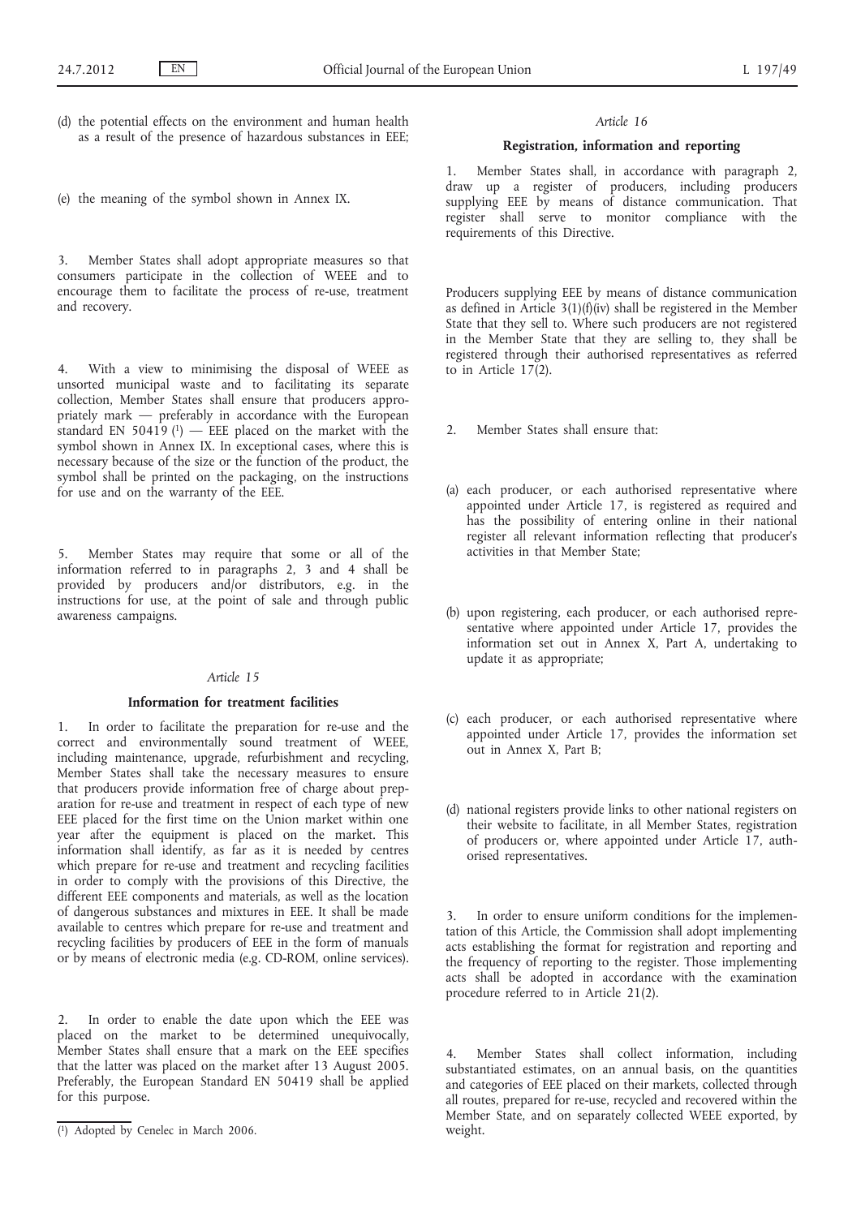(d) the potential effects on the environment and human health as a result of the presence of hazardous substances in EEE;

(e) the meaning of the symbol shown in Annex IX.

3. Member States shall adopt appropriate measures so that consumers participate in the collection of WEEE and to encourage them to facilitate the process of re-use, treatment and recovery.

4. With a view to minimising the disposal of WEEE as unsorted municipal waste and to facilitating its separate collection, Member States shall ensure that producers appropriately mark — preferably in accordance with the European standard EN 50419 [1] — EEE placed on the market with the symbol shown in Annex IX. In exceptional cases, where this is necessary because of the size or the function of the product, the symbol shall be printed on the packaging, on the instructions for use and on the warranty of the EEE.

5. Member States may require that some or all of the information referred to in paragraphs 2, 3 and 4 shall be provided by producers and/or distributors, e.g. in the instructions for use, at the point of sale and through public awareness campaigns.

*Article 15*

**Information for treatment facilities**

1. In order to facilitate the preparation for re-use and the correct and environmentally sound treatment of WEEE, including maintenance, upgrade, refurbishment and recycling, Member States shall take the necessary measures to ensure that producers provide information free of charge about preparation for re-use and treatment in respect of each type of new EEE placed for the first time on the Union market within one year after the equipment is placed on the market. This information shall identify, as far as it is needed by centres which prepare for re-use and treatment and recycling facilities in order to comply with the provisions of this Directive, the different EEE components and materials, as well as the location of dangerous substances and mixtures in EEE. It shall be made available to centres which prepare for re-use and treatment and recycling facilities by producers of EEE in the form of manuals or by means of electronic media (e.g. CD-ROM, online services).

2. In order to enable the date upon which the EEE was placed on the market to be determined unequivocally, Member States shall ensure that a mark on the EEE specifies that the latter was placed on the market after 13 August 2005. Preferably, the European Standard EN 50419 shall be applied for this purpose.

[1] Adopted by Cenelec in March 2006.

*Article 16*

**Registration, information and reporting**

1. Member States shall, in accordance with paragraph 2, draw up a register of producers, including producers supplying EEE by means of distance communication. That register shall serve to monitor compliance with the requirements of this Directive.

Producers supplying EEE by means of distance communication as defined in Article 3(1)(f)(iv) shall be registered in the Member State that they sell to. Where such producers are not registered in the Member State that they are selling to, they shall be registered through their authorised representatives as referred to in Article 17(2).

2. Member States shall ensure that:

(a) each producer, or each authorised representative where appointed under Article 17, is registered as required and has the possibility of entering online in their national register all relevant information reflecting that producer's activities in that Member State;

(b) upon registering, each producer, or each authorised representative where appointed under Article 17, provides the information set out in Annex X, Part A, undertaking to update it as appropriate;

(c) each producer, or each authorised representative where appointed under Article 17, provides the information set out in Annex X, Part B;

(d) national registers provide links to other national registers on their website to facilitate, in all Member States, registration of producers or, where appointed under Article 17, authorised representatives.

3. In order to ensure uniform conditions for the implementation of this Article, the Commission shall adopt implementing acts establishing the format for registration and reporting and the frequency of reporting to the register. Those implementing acts shall be adopted in accordance with the examination procedure referred to in Article 21(2).

4. Member States shall collect information, including substantiated estimates, on an annual basis, on the quantities and categories of EEE placed on their markets, collected through all routes, prepared for re-use, recycled and recovered within the Member State, and on separately collected WEEE exported, by weight.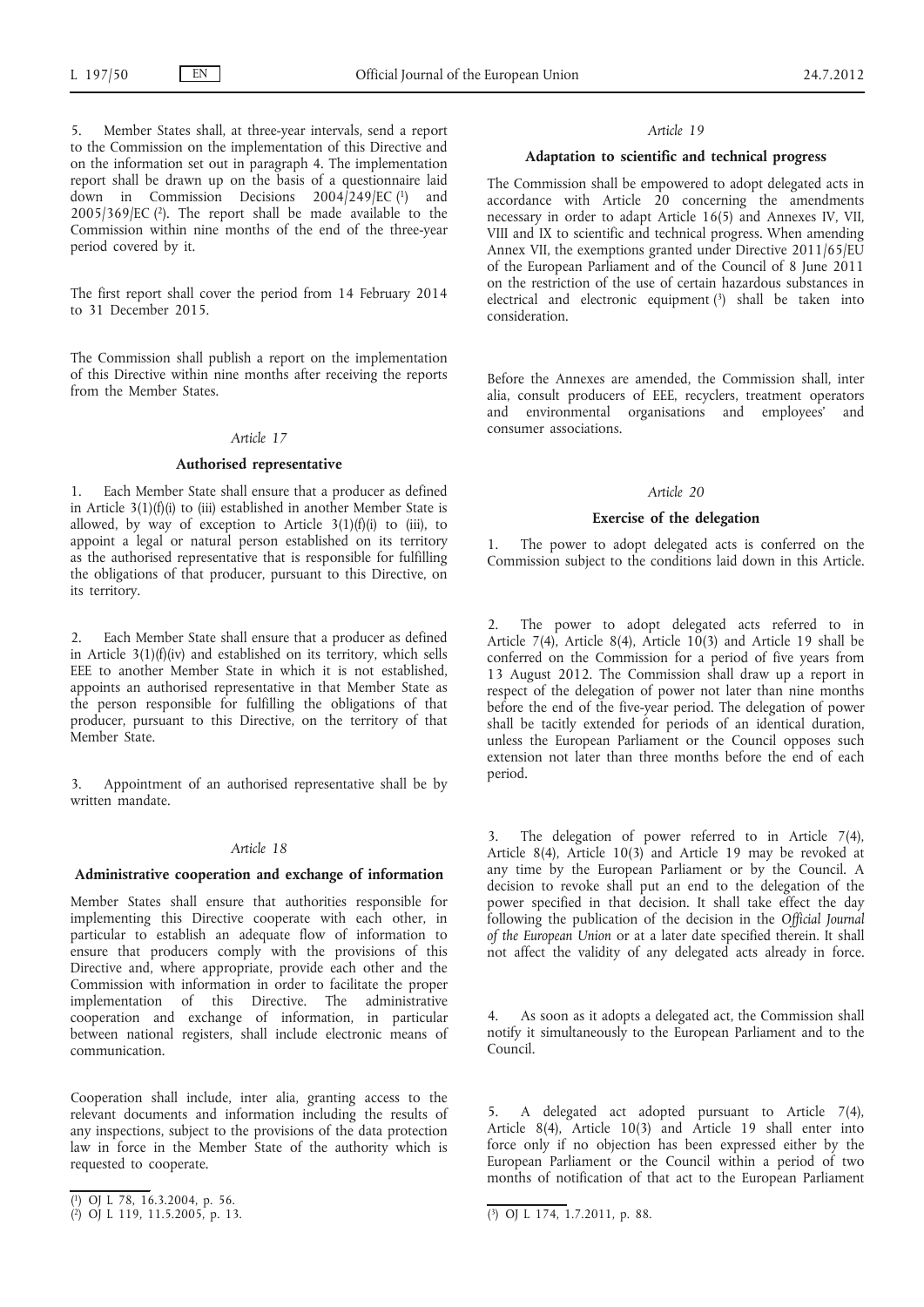5. Member States shall, at three-year intervals, send a report to the Commission on the implementation of this Directive and on the information set out in paragraph 4. The implementation report shall be drawn up on the basis of a questionnaire laid down in Commission Decisions 2004/249/EC [1] and 2005/369/EC [2]. The report shall be made available to the Commission within nine months of the end of the three-year period covered by it.

The first report shall cover the period from 14 February 2014 to 31 December 2015.

The Commission shall publish a report on the implementation of this Directive within nine months after receiving the reports from the Member States.

*Article 17*

**Authorised representative**

1. Each Member State shall ensure that a producer as defined in Article 3(1)(f)(i) to (iii) established in another Member State is allowed, by way of exception to Article 3(1)(f)(i) to (iii), to appoint a legal or natural person established on its territory as the authorised representative that is responsible for fulfilling the obligations of that producer, pursuant to this Directive, on its territory.

2. Each Member State shall ensure that a producer as defined in Article 3(1)(f)(iv) and established on its territory, which sells EEE to another Member State in which it is not established, appoints an authorised representative in that Member State as the person responsible for fulfilling the obligations of that producer, pursuant to this Directive, on the territory of that Member State.

3. Appointment of an authorised representative shall be by written mandate.

*Article 18*

**Administrative cooperation and exchange of information**

Member States shall ensure that authorities responsible for implementing this Directive cooperate with each other, in particular to establish an adequate flow of information to ensure that producers comply with the provisions of this Directive and, where appropriate, provide each other and the Commission with information in order to facilitate the proper implementation of this Directive. The administrative cooperation and exchange of information, in particular between national registers, shall include electronic means of communication.

Cooperation shall include, inter alia, granting access to the relevant documents and information including the results of any inspections, subject to the provisions of the data protection law in force in the Member State of the authority which is requested to cooperate.

*Article 19*

**Adaptation to scientific and technical progress**

The Commission shall be empowered to adopt delegated acts in accordance with Article 20 concerning the amendments necessary in order to adapt Article 16(5) and Annexes IV, VII, VIII and IX to scientific and technical progress. When amending Annex VII, the exemptions granted under Directive 2011/65/EU of the European Parliament and of the Council of 8 June 2011 on the restriction of the use of certain hazardous substances in electrical and electronic equipment [3] shall be taken into consideration.

Before the Annexes are amended, the Commission shall, inter alia, consult producers of EEE, recyclers, treatment operators and environmental organisations and employees' and consumer associations.

*Article 20*

**Exercise of the delegation**

1. The power to adopt delegated acts is conferred on the Commission subject to the conditions laid down in this Article.

2. The power to adopt delegated acts referred to in Article 7(4), Article 8(4), Article 10(3) and Article 19 shall be conferred on the Commission for a period of five years from 13 August 2012. The Commission shall draw up a report in respect of the delegation of power not later than nine months before the end of the five-year period. The delegation of power shall be tacitly extended for periods of an identical duration, unless the European Parliament or the Council opposes such extension not later than three months before the end of each period.

3. The delegation of power referred to in Article 7(4), Article 8(4), Article 10(3) and Article 19 may be revoked at any time by the European Parliament or by the Council. A decision to revoke shall put an end to the delegation of the power specified in that decision. It shall take effect the day following the publication of the decision in the *Official Journal of the European Union* or at a later date specified therein. It shall not affect the validity of any delegated acts already in force.

4. As soon as it adopts a delegated act, the Commission shall notify it simultaneously to the European Parliament and to the Council.

5. A delegated act adopted pursuant to Article 7(4), Article 8(4), Article 10(3) and Article 19 shall enter into force only if no objection has been expressed either by the European Parliament or the Council within a period of two months of notification of that act to the European Parliament

---

[1] OJ L 78, 16.3.2004, p. 56.

[2] OJ L 119, 11.5.2005, p. 13.

[3] OJ L 174, 1.7.2011, p. 88.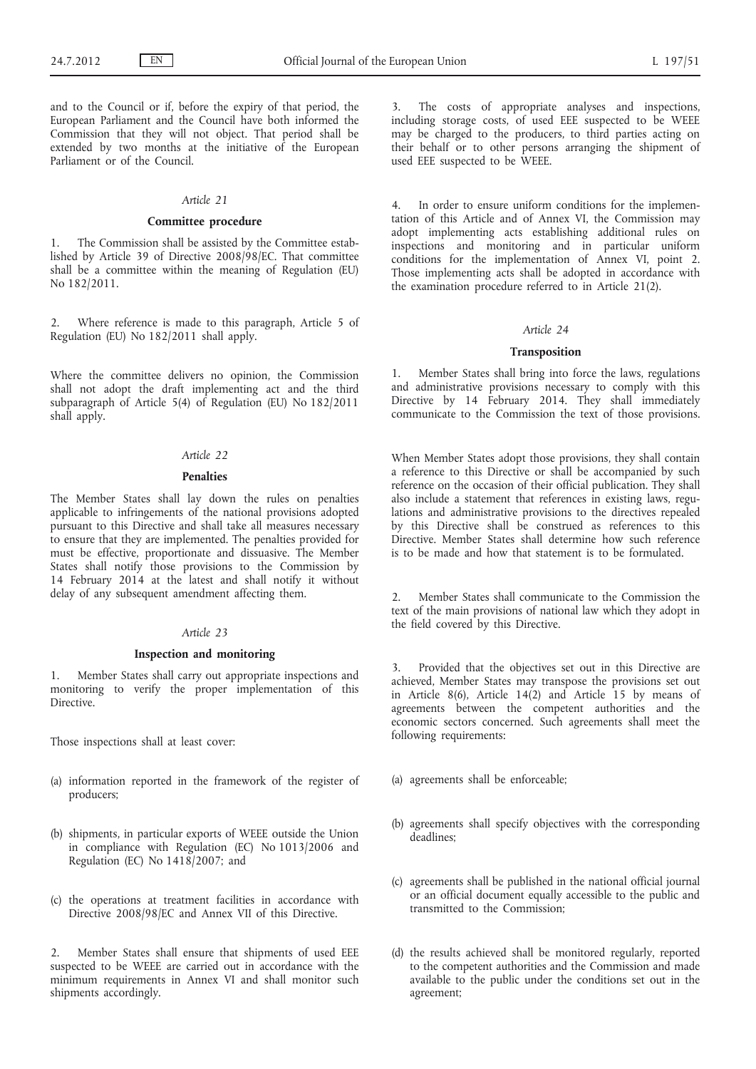and to the Council or if, before the expiry of that period, the European Parliament and the Council have both informed the Commission that they will not object. That period shall be extended by two months at the initiative of the European Parliament or of the Council.

*Article 21*

**Committee procedure**

1. The Commission shall be assisted by the Committee established by Article 39 of Directive 2008/98/EC. That committee shall be a committee within the meaning of Regulation (EU) No 182/2011.

2. Where reference is made to this paragraph, Article 5 of Regulation (EU) No 182/2011 shall apply.

Where the committee delivers no opinion, the Commission shall not adopt the draft implementing act and the third subparagraph of Article 5(4) of Regulation (EU) No 182/2011 shall apply.

*Article 22*

**Penalties**

The Member States shall lay down the rules on penalties applicable to infringements of the national provisions adopted pursuant to this Directive and shall take all measures necessary to ensure that they are implemented. The penalties provided for must be effective, proportionate and dissuasive. The Member States shall notify those provisions to the Commission by 14 February 2014 at the latest and shall notify it without delay of any subsequent amendment affecting them.

*Article 23*

**Inspection and monitoring**

1. Member States shall carry out appropriate inspections and monitoring to verify the proper implementation of this Directive.

Those inspections shall at least cover:

(a) information reported in the framework of the register of producers;

(b) shipments, in particular exports of WEEE outside the Union in compliance with Regulation (EC) No 1013/2006 and Regulation (EC) No 1418/2007; and

(c) the operations at treatment facilities in accordance with Directive 2008/98/EC and Annex VII of this Directive.

2. Member States shall ensure that shipments of used EEE suspected to be WEEE are carried out in accordance with the minimum requirements in Annex VI and shall monitor such shipments accordingly.

3. The costs of appropriate analyses and inspections, including storage costs, of used EEE suspected to be WEEE may be charged to the producers, to third parties acting on their behalf or to other persons arranging the shipment of used EEE suspected to be WEEE.

4. In order to ensure uniform conditions for the implementation of this Article and of Annex VI, the Commission may adopt implementing acts establishing additional rules on inspections and monitoring and in particular uniform conditions for the implementation of Annex VI, point 2. Those implementing acts shall be adopted in accordance with the examination procedure referred to in Article 21(2).

*Article 24*

**Transposition**

1. Member States shall bring into force the laws, regulations and administrative provisions necessary to comply with this Directive by 14 February 2014. They shall immediately communicate to the Commission the text of those provisions.

When Member States adopt those provisions, they shall contain a reference to this Directive or shall be accompanied by such reference on the occasion of their official publication. They shall also include a statement that references in existing laws, regulations and administrative provisions to the directives repealed by this Directive shall be construed as references to this Directive. Member States shall determine how such reference is to be made and how that statement is to be formulated.

2. Member States shall communicate to the Commission the text of the main provisions of national law which they adopt in the field covered by this Directive.

3. Provided that the objectives set out in this Directive are achieved, Member States may transpose the provisions set out in Article 8(6), Article 14(2) and Article 15 by means of agreements between the competent authorities and the economic sectors concerned. Such agreements shall meet the following requirements:

(a) agreements shall be enforceable;

(b) agreements shall specify objectives with the corresponding deadlines;

(c) agreements shall be published in the national official journal or an official document equally accessible to the public and transmitted to the Commission;

(d) the results achieved shall be monitored regularly, reported to the competent authorities and the Commission and made available to the public under the conditions set out in the agreement;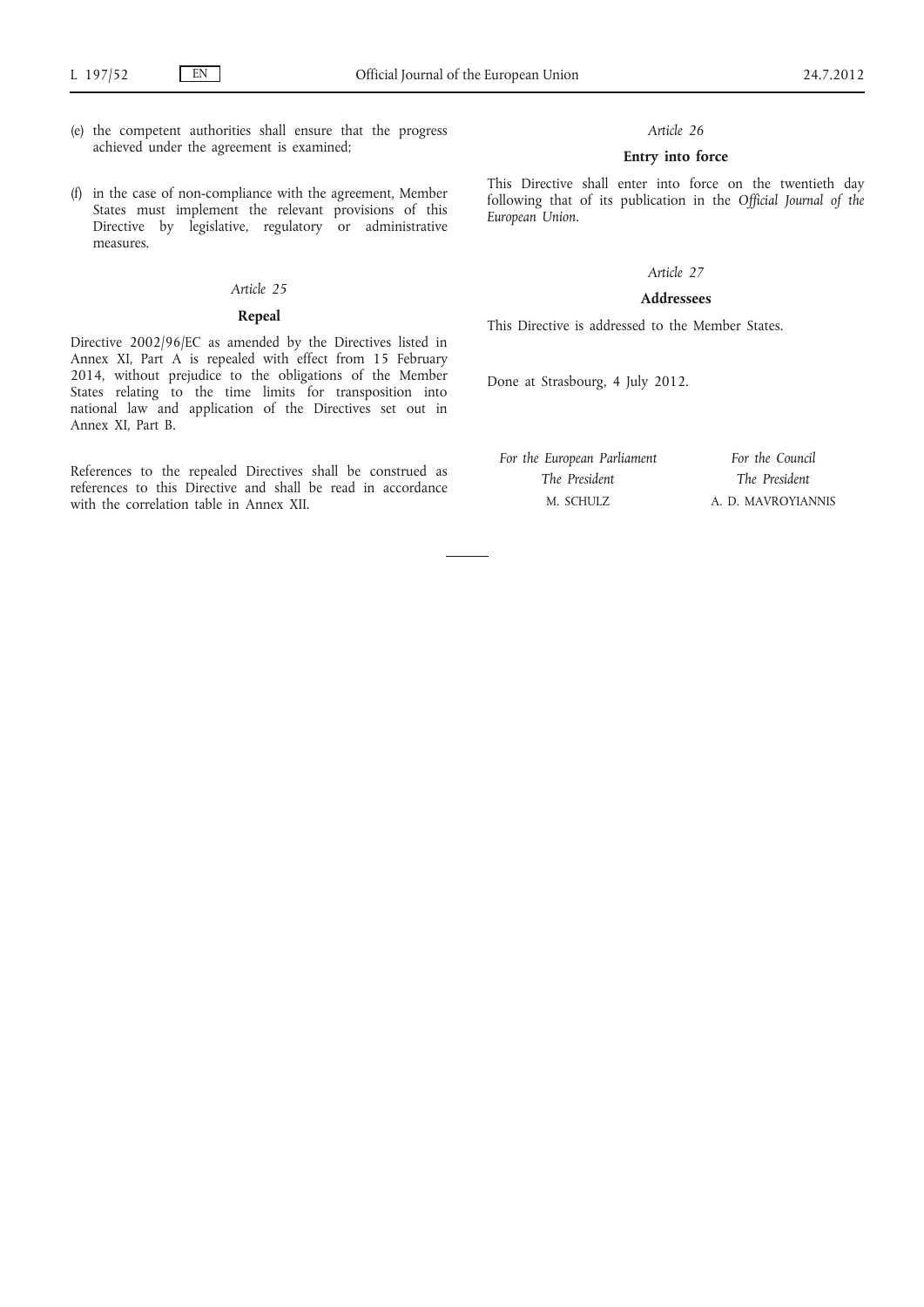(e) the competent authorities shall ensure that the progress achieved under the agreement is examined;

(f) in the case of non-compliance with the agreement, Member States must implement the relevant provisions of this Directive by legislative, regulatory or administrative measures.

*Article 25*

**Repeal**

Directive 2002/96/EC as amended by the Directives listed in Annex XI, Part A is repealed with effect from 15 February 2014, without prejudice to the obligations of the Member States relating to the time limits for transposition into national law and application of the Directives set out in Annex XI, Part B.

References to the repealed Directives shall be construed as references to this Directive and shall be read in accordance with the correlation table in Annex XII.

*Article 26*

**Entry into force**

This Directive shall enter into force on the twentieth day following that of its publication in the *Official Journal of the European Union*.

*Article 27*

**Addressees**

This Directive is addressed to the Member States.

Done at Strasbourg, 4 July 2012.

*For the European Parliament*
*The President*
M. SCHULZ

*For the Council*
*The President*
A. D. MAVROYIANNIS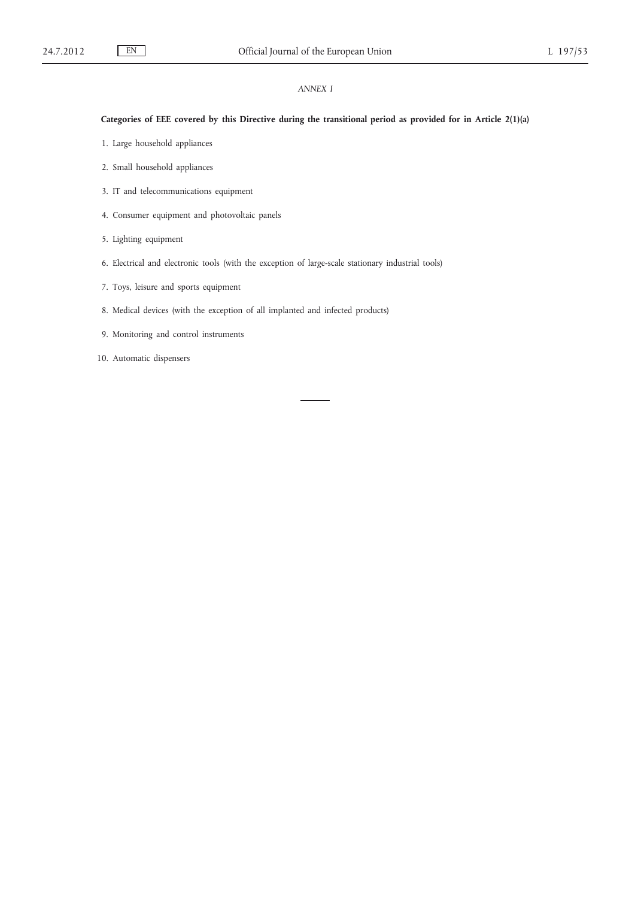*ANNEX I*

**Categories of EEE covered by this Directive during the transitional period as provided for in Article 2(1)(a)**

1. Large household appliances
2. Small household appliances
3. IT and telecommunications equipment
4. Consumer equipment and photovoltaic panels
5. Lighting equipment
6. Electrical and electronic tools (with the exception of large-scale stationary industrial tools)
7. Toys, leisure and sports equipment
8. Medical devices (with the exception of all implanted and infected products)
9. Monitoring and control instruments
10. Automatic dispensers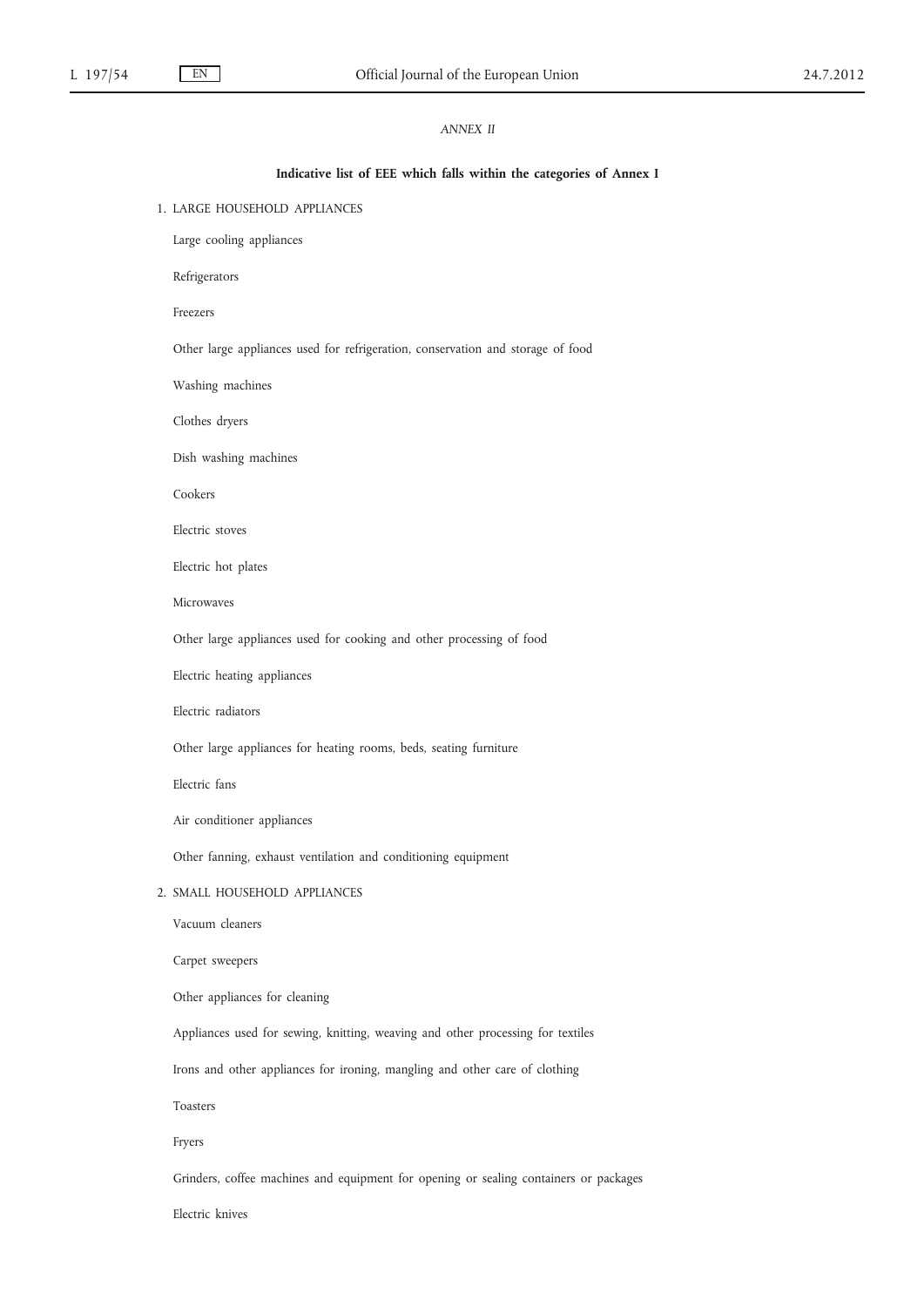*ANNEX II*

**Indicative list of EEE which falls within the categories of Annex I**

1. LARGE HOUSEHOLD APPLIANCES

Large cooling appliances

Refrigerators

Freezers

Other large appliances used for refrigeration, conservation and storage of food

Washing machines

Clothes dryers

Dish washing machines

Cookers

Electric stoves

Electric hot plates

Microwaves

Other large appliances used for cooking and other processing of food

Electric heating appliances

Electric radiators

Other large appliances for heating rooms, beds, seating furniture

Electric fans

Air conditioner appliances

Other fanning, exhaust ventilation and conditioning equipment

2. SMALL HOUSEHOLD APPLIANCES

Vacuum cleaners

Carpet sweepers

Other appliances for cleaning

Appliances used for sewing, knitting, weaving and other processing for textiles

Irons and other appliances for ironing, mangling and other care of clothing

Toasters

Fryers

Grinders, coffee machines and equipment for opening or sealing containers or packages

Electric knives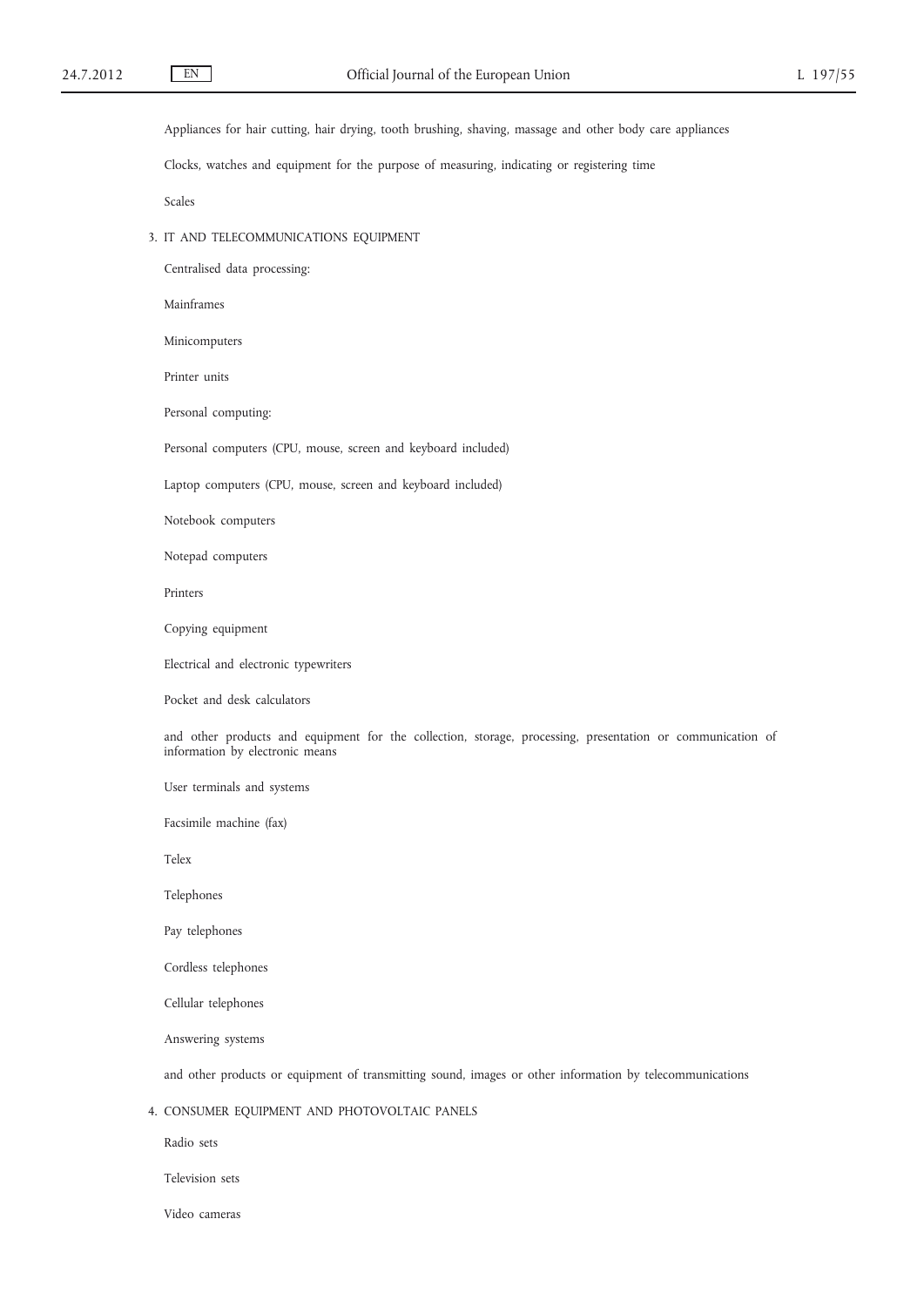Appliances for hair cutting, hair drying, tooth brushing, shaving, massage and other body care appliances

Clocks, watches and equipment for the purpose of measuring, indicating or registering time

Scales

3. IT AND TELECOMMUNICATIONS EQUIPMENT

Centralised data processing:

Mainframes

Minicomputers

Printer units

Personal computing:

Personal computers (CPU, mouse, screen and keyboard included)

Laptop computers (CPU, mouse, screen and keyboard included)

Notebook computers

Notepad computers

Printers

Copying equipment

Electrical and electronic typewriters

Pocket and desk calculators

and other products and equipment for the collection, storage, processing, presentation or communication of information by electronic means

User terminals and systems

Facsimile machine (fax)

Telex

Telephones

Pay telephones

Cordless telephones

Cellular telephones

Answering systems

and other products or equipment of transmitting sound, images or other information by telecommunications

4. CONSUMER EQUIPMENT AND PHOTOVOLTAIC PANELS

Radio sets

Television sets

Video cameras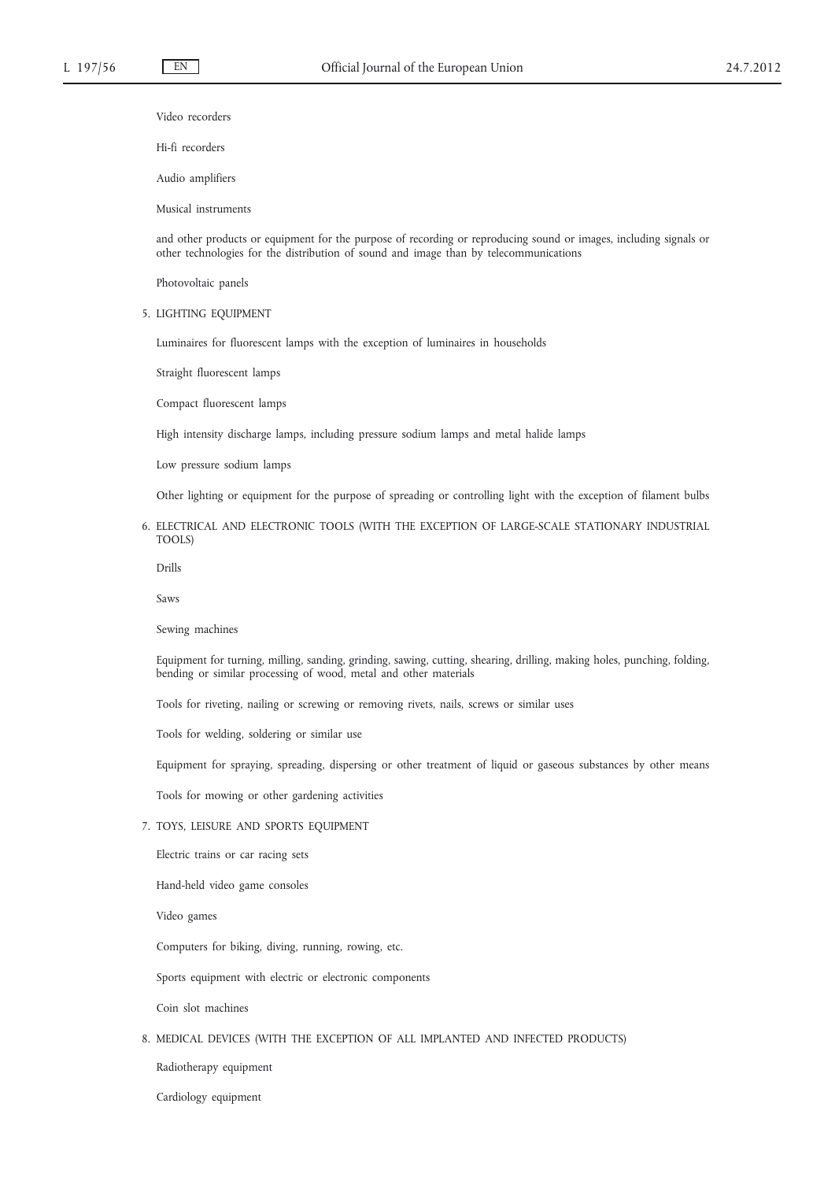Video recorders

Hi-fi recorders

Audio amplifiers

Musical instruments

and other products or equipment for the purpose of recording or reproducing sound or images, including signals or other technologies for the distribution of sound and image than by telecommunications

Photovoltaic panels

5. LIGHTING EQUIPMENT

Luminaires for fluorescent lamps with the exception of luminaires in households

Straight fluorescent lamps

Compact fluorescent lamps

High intensity discharge lamps, including pressure sodium lamps and metal halide lamps

Low pressure sodium lamps

Other lighting or equipment for the purpose of spreading or controlling light with the exception of filament bulbs

6. ELECTRICAL AND ELECTRONIC TOOLS (WITH THE EXCEPTION OF LARGE-SCALE STATIONARY INDUSTRIAL TOOLS)

Drills

Saws

Sewing machines

Equipment for turning, milling, sanding, grinding, sawing, cutting, shearing, drilling, making holes, punching, folding, bending or similar processing of wood, metal and other materials

Tools for riveting, nailing or screwing or removing rivets, nails, screws or similar uses

Tools for welding, soldering or similar use

Equipment for spraying, spreading, dispersing or other treatment of liquid or gaseous substances by other means

Tools for mowing or other gardening activities

7. TOYS, LEISURE AND SPORTS EQUIPMENT

Electric trains or car racing sets

Hand-held video game consoles

Video games

Computers for biking, diving, running, rowing, etc.

Sports equipment with electric or electronic components

Coin slot machines

8. MEDICAL DEVICES (WITH THE EXCEPTION OF ALL IMPLANTED AND INFECTED PRODUCTS)

Radiotherapy equipment

Cardiology equipment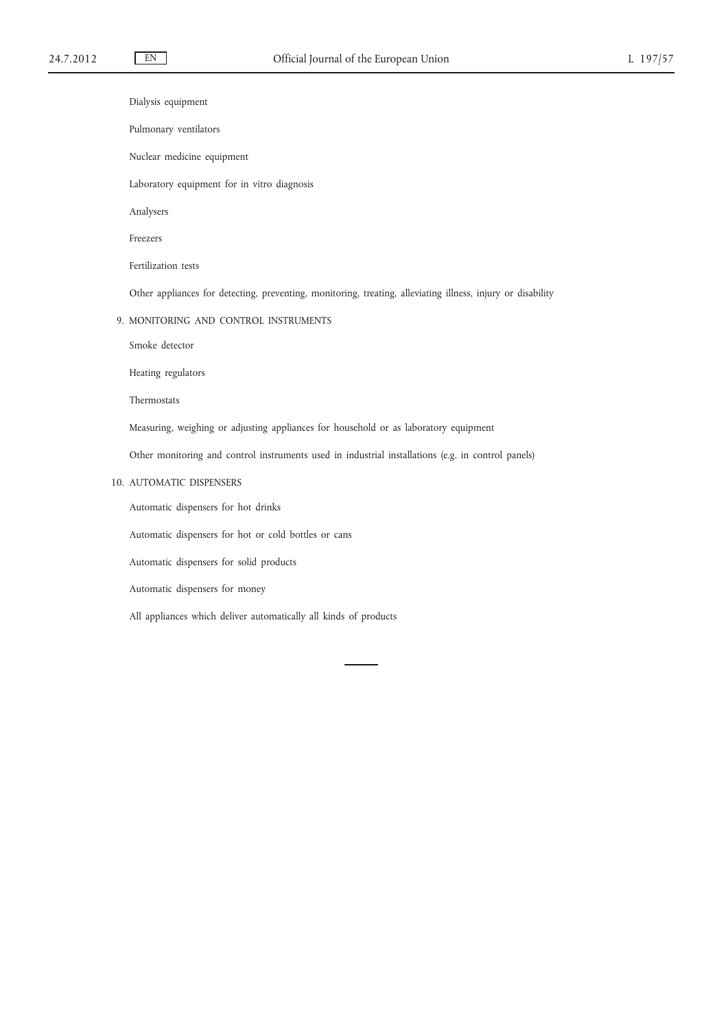Dialysis equipment

Pulmonary ventilators

Nuclear medicine equipment

Laboratory equipment for in vitro diagnosis

Analysers

Freezers

Fertilization tests

Other appliances for detecting, preventing, monitoring, treating, alleviating illness, injury or disability

9. MONITORING AND CONTROL INSTRUMENTS

Smoke detector

Heating regulators

Thermostats

Measuring, weighing or adjusting appliances for household or as laboratory equipment

Other monitoring and control instruments used in industrial installations (e.g. in control panels)

10. AUTOMATIC DISPENSERS

Automatic dispensers for hot drinks

Automatic dispensers for hot or cold bottles or cans

Automatic dispensers for solid products

Automatic dispensers for money

All appliances which deliver automatically all kinds of products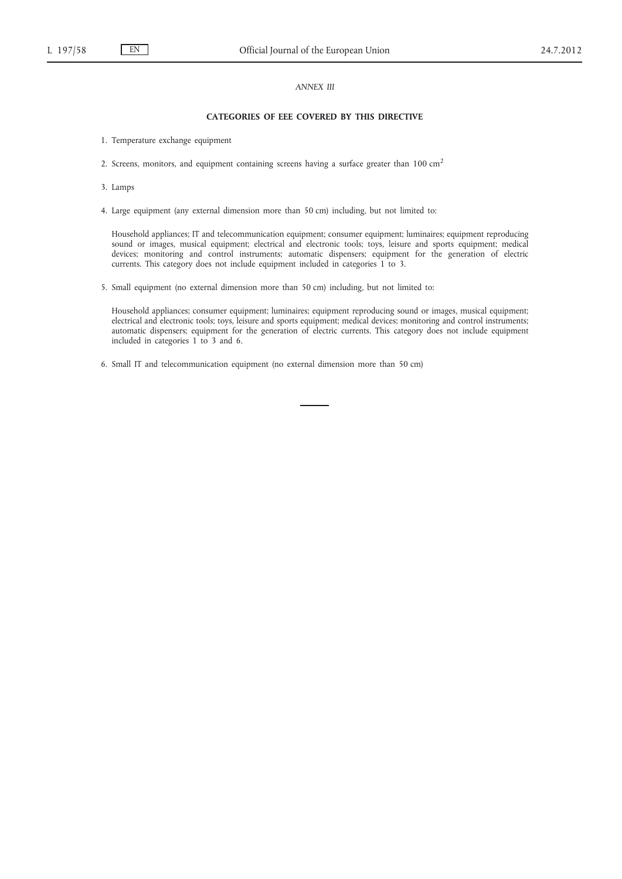*ANNEX III*

**CATEGORIES OF EEE COVERED BY THIS DIRECTIVE**

1. Temperature exchange equipment

2. Screens, monitors, and equipment containing screens having a surface greater than 100 $cm^2$

3. Lamps

4. Large equipment (any external dimension more than 50 cm) including, but not limited to:

   Household appliances; IT and telecommunication equipment; consumer equipment; luminaires; equipment reproducing sound or images, musical equipment; electrical and electronic tools; toys, leisure and sports equipment; medical devices; monitoring and control instruments; automatic dispensers; equipment for the generation of electric currents. This category does not include equipment included in categories 1 to 3.

5. Small equipment (no external dimension more than 50 cm) including, but not limited to:

   Household appliances; consumer equipment; luminaires; equipment reproducing sound or images, musical equipment; electrical and electronic tools; toys, leisure and sports equipment; medical devices; monitoring and control instruments; automatic dispensers; equipment for the generation of electric currents. This category does not include equipment included in categories 1 to 3 and 6.

6. Small IT and telecommunication equipment (no external dimension more than 50 cm)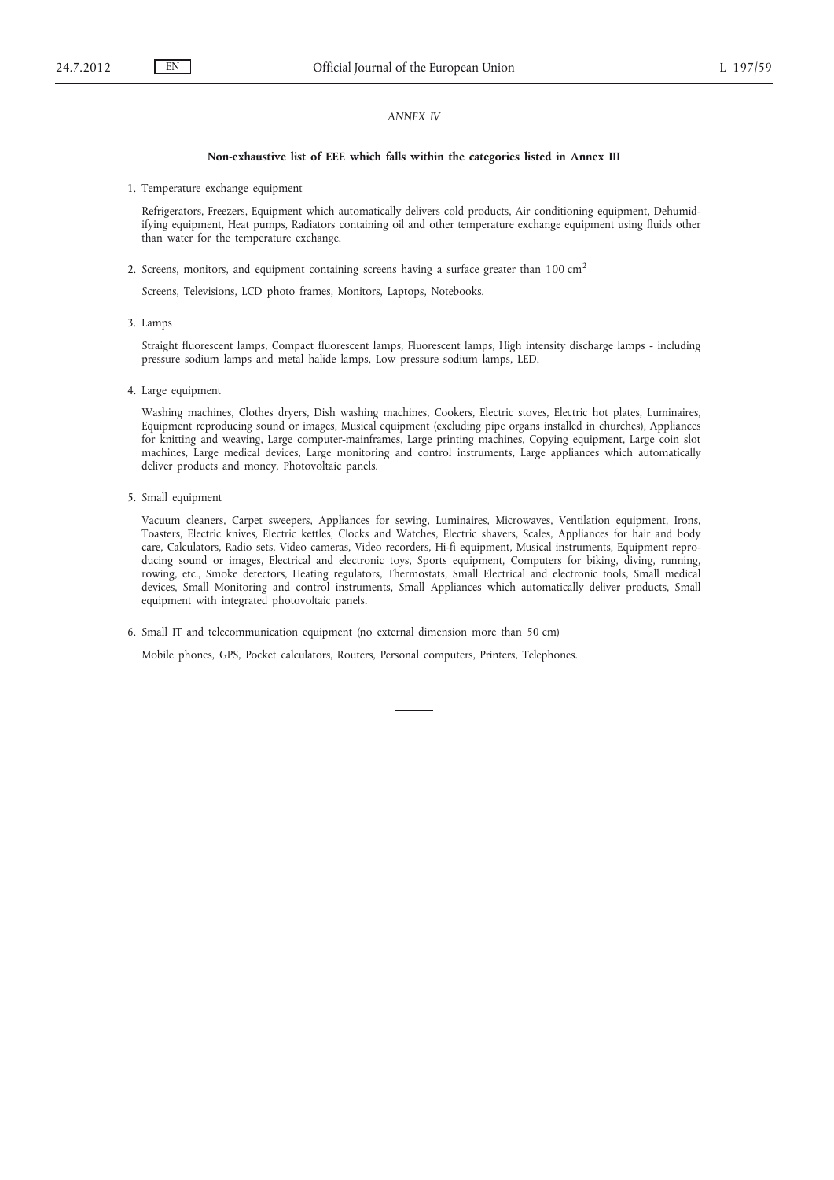*ANNEX IV*

**Non-exhaustive list of EEE which falls within the categories listed in Annex III**

1. Temperature exchange equipment

   Refrigerators, Freezers, Equipment which automatically delivers cold products, Air conditioning equipment, Dehumidifying equipment, Heat pumps, Radiators containing oil and other temperature exchange equipment using fluids other than water for the temperature exchange.

2. Screens, monitors, and equipment containing screens having a surface greater than 100 $cm^2$

   Screens, Televisions, LCD photo frames, Monitors, Laptops, Notebooks.

3. Lamps

   Straight fluorescent lamps, Compact fluorescent lamps, Fluorescent lamps, High intensity discharge lamps - including pressure sodium lamps and metal halide lamps, Low pressure sodium lamps, LED.

4. Large equipment

   Washing machines, Clothes dryers, Dish washing machines, Cookers, Electric stoves, Electric hot plates, Luminaires, Equipment reproducing sound or images, Musical equipment (excluding pipe organs installed in churches), Appliances for knitting and weaving, Large computer-mainframes, Large printing machines, Copying equipment, Large coin slot machines, Large medical devices, Large monitoring and control instruments, Large appliances which automatically deliver products and money, Photovoltaic panels.

5. Small equipment

   Vacuum cleaners, Carpet sweepers, Appliances for sewing, Luminaires, Microwaves, Ventilation equipment, Irons, Toasters, Electric knives, Electric kettles, Clocks and Watches, Electric shavers, Scales, Appliances for hair and body care, Calculators, Radio sets, Video cameras, Video recorders, Hi-fi equipment, Musical instruments, Equipment reproducing sound or images, Electrical and electronic toys, Sports equipment, Computers for biking, diving, running, rowing, etc., Smoke detectors, Heating regulators, Thermostats, Small Electrical and electronic tools, Small medical devices, Small Monitoring and control instruments, Small Appliances which automatically deliver products, Small equipment with integrated photovoltaic panels.

6. Small IT and telecommunication equipment (no external dimension more than 50 cm)

   Mobile phones, GPS, Pocket calculators, Routers, Personal computers, Printers, Telephones.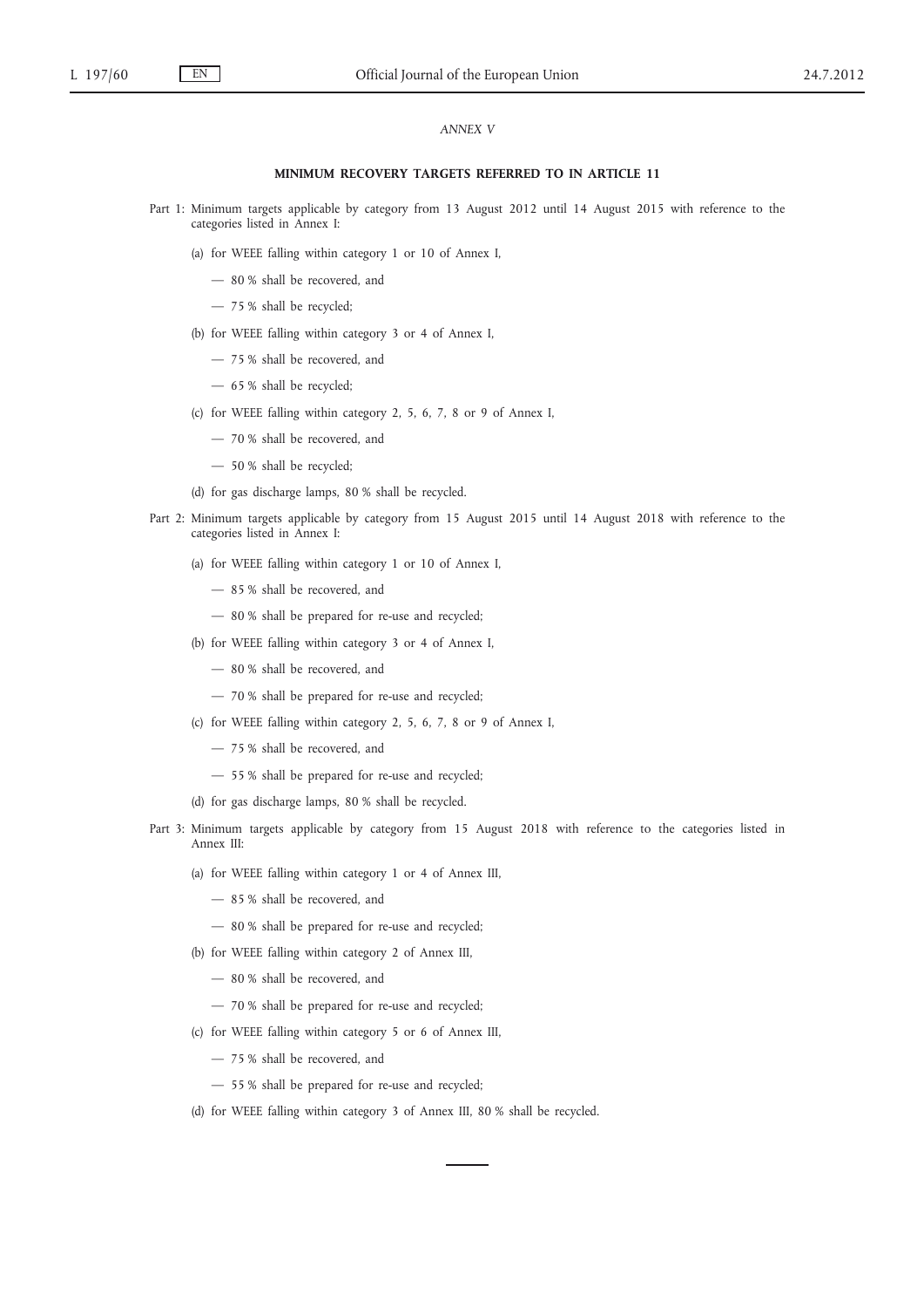*ANNEX V*

## MINIMUM RECOVERY TARGETS REFERRED TO IN ARTICLE 11

Part 1: Minimum targets applicable by category from 13 August 2012 until 14 August 2015 with reference to the categories listed in Annex I:

(a) for WEEE falling within category 1 or 10 of Annex I,

— 80 % shall be recovered, and

— 75 % shall be recycled;

(b) for WEEE falling within category 3 or 4 of Annex I,

— 75 % shall be recovered, and

— 65 % shall be recycled;

(c) for WEEE falling within category 2, 5, 6, 7, 8 or 9 of Annex I,

— 70 % shall be recovered, and

— 50 % shall be recycled;

(d) for gas discharge lamps, 80 % shall be recycled.

Part 2: Minimum targets applicable by category from 15 August 2015 until 14 August 2018 with reference to the categories listed in Annex I:

(a) for WEEE falling within category 1 or 10 of Annex I,

— 85 % shall be recovered, and

— 80 % shall be prepared for re-use and recycled;

(b) for WEEE falling within category 3 or 4 of Annex I,

— 80 % shall be recovered, and

— 70 % shall be prepared for re-use and recycled;

(c) for WEEE falling within category 2, 5, 6, 7, 8 or 9 of Annex I,

— 75 % shall be recovered, and

— 55 % shall be prepared for re-use and recycled;

(d) for gas discharge lamps, 80 % shall be recycled.

Part 3: Minimum targets applicable by category from 15 August 2018 with reference to the categories listed in Annex III:

(a) for WEEE falling within category 1 or 4 of Annex III,

— 85 % shall be recovered, and

— 80 % shall be prepared for re-use and recycled;

(b) for WEEE falling within category 2 of Annex III,

— 80 % shall be recovered, and

— 70 % shall be prepared for re-use and recycled;

(c) for WEEE falling within category 5 or 6 of Annex III,

— 75 % shall be recovered, and

— 55 % shall be prepared for re-use and recycled;

(d) for WEEE falling within category 3 of Annex III, 80 % shall be recycled.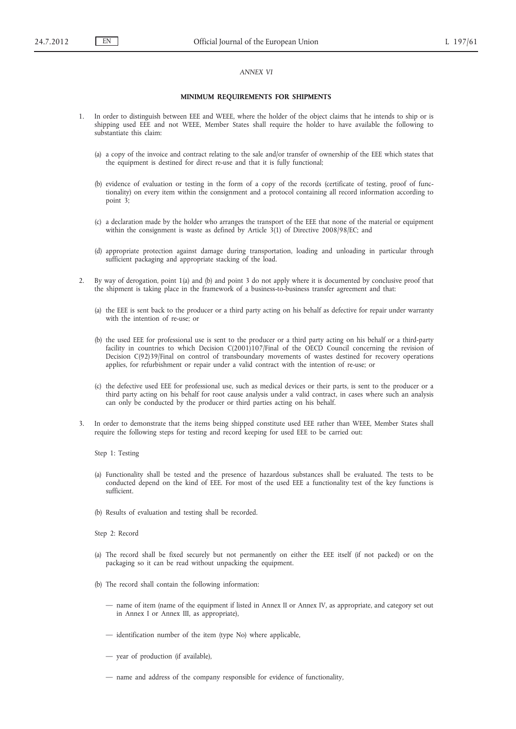*ANNEX VI*

## MINIMUM REQUIREMENTS FOR SHIPMENTS

1. In order to distinguish between EEE and WEEE, where the holder of the object claims that he intends to ship or is shipping used EEE and not WEEE, Member States shall require the holder to have available the following to substantiate this claim:

   (a) a copy of the invoice and contract relating to the sale and/or transfer of ownership of the EEE which states that the equipment is destined for direct re-use and that it is fully functional;

   (b) evidence of evaluation or testing in the form of a copy of the records (certificate of testing, proof of functionality) on every item within the consignment and a protocol containing all record information according to point 3;

   (c) a declaration made by the holder who arranges the transport of the EEE that none of the material or equipment within the consignment is waste as defined by Article 3(1) of Directive 2008/98/EC; and

   (d) appropriate protection against damage during transportation, loading and unloading in particular through sufficient packaging and appropriate stacking of the load.

2. By way of derogation, point 1(a) and (b) and point 3 do not apply where it is documented by conclusive proof that the shipment is taking place in the framework of a business-to-business transfer agreement and that:

   (a) the EEE is sent back to the producer or a third party acting on his behalf as defective for repair under warranty with the intention of re-use; or

   (b) the used EEE for professional use is sent to the producer or a third party acting on his behalf or a third-party facility in countries to which Decision C(2001)107/Final of the OECD Council concerning the revision of Decision C(92)39/Final on control of transboundary movements of wastes destined for recovery operations applies, for refurbishment or repair under a valid contract with the intention of re-use; or

   (c) the defective used EEE for professional use, such as medical devices or their parts, is sent to the producer or a third party acting on his behalf for root cause analysis under a valid contract, in cases where such an analysis can only be conducted by the producer or third parties acting on his behalf.

3. In order to demonstrate that the items being shipped constitute used EEE rather than WEEE, Member States shall require the following steps for testing and record keeping for used EEE to be carried out:

   Step 1: Testing

   (a) Functionality shall be tested and the presence of hazardous substances shall be evaluated. The tests to be conducted depend on the kind of EEE. For most of the used EEE a functionality test of the key functions is sufficient.

   (b) Results of evaluation and testing shall be recorded.

   Step 2: Record

   (a) The record shall be fixed securely but not permanently on either the EEE itself (if not packed) or on the packaging so it can be read without unpacking the equipment.

   (b) The record shall contain the following information:

   — name of item (name of the equipment if listed in Annex II or Annex IV, as appropriate, and category set out in Annex I or Annex III, as appropriate),

   — identification number of the item (type No) where applicable,

   — year of production (if available),

   — name and address of the company responsible for evidence of functionality,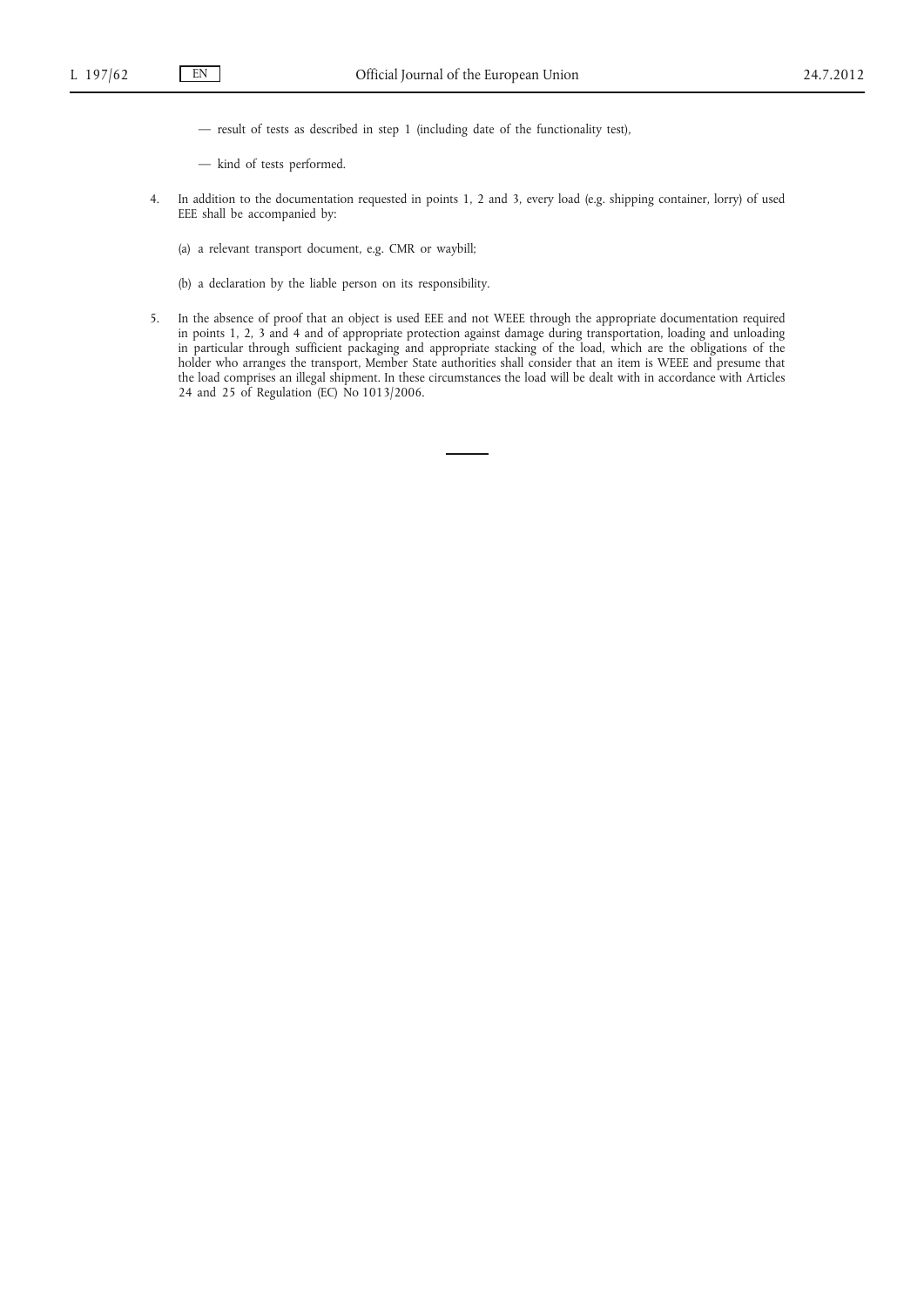— result of tests as described in step 1 (including date of the functionality test),

— kind of tests performed.

4. In addition to the documentation requested in points 1, 2 and 3, every load (e.g. shipping container, lorry) of used EEE shall be accompanied by:

   (a) a relevant transport document, e.g. CMR or waybill;

   (b) a declaration by the liable person on its responsibility.

5. In the absence of proof that an object is used EEE and not WEEE through the appropriate documentation required in points 1, 2, 3 and 4 and of appropriate protection against damage during transportation, loading and unloading in particular through sufficient packaging and appropriate stacking of the load, which are the obligations of the holder who arranges the transport, Member State authorities shall consider that an item is WEEE and presume that the load comprises an illegal shipment. In these circumstances the load will be dealt with in accordance with Articles 24 and 25 of Regulation (EC) No 1013/2006.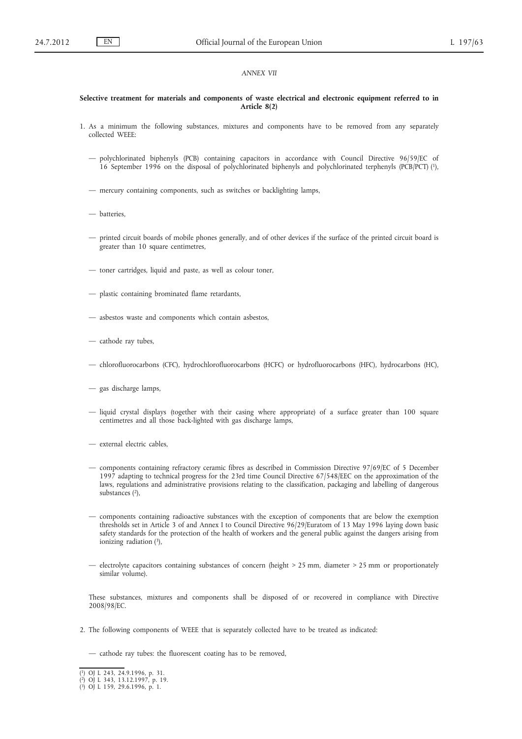*ANNEX VII*

**Selective treatment for materials and components of waste electrical and electronic equipment referred to in Article 8(2)**

1. As a minimum the following substances, mixtures and components have to be removed from any separately collected WEEE:

   — polychlorinated biphenyls (PCB) containing capacitors in accordance with Council Directive 96/59/EC of 16 September 1996 on the disposal of polychlorinated biphenyls and polychlorinated terphenyls (PCB/PCT) [1],

   — mercury containing components, such as switches or backlighting lamps,

   — batteries,

   — printed circuit boards of mobile phones generally, and of other devices if the surface of the printed circuit board is greater than 10 square centimetres,

   — toner cartridges, liquid and paste, as well as colour toner,

   — plastic containing brominated flame retardants,

   — asbestos waste and components which contain asbestos,

   — cathode ray tubes,

   — chlorofluorocarbons (CFC), hydrochlorofluorocarbons (HCFC) or hydrofluorocarbons (HFC), hydrocarbons (HC),

   — gas discharge lamps,

   — liquid crystal displays (together with their casing where appropriate) of a surface greater than 100 square centimetres and all those back-lighted with gas discharge lamps,

   — external electric cables,

   — components containing refractory ceramic fibres as described in Commission Directive 97/69/EC of 5 December 1997 adapting to technical progress for the 23rd time Council Directive 67/548/EEC on the approximation of the laws, regulations and administrative provisions relating to the classification, packaging and labelling of dangerous substances [2],

   — components containing radioactive substances with the exception of components that are below the exemption thresholds set in Article 3 of and Annex I to Council Directive 96/29/Euratom of 13 May 1996 laying down basic safety standards for the protection of the health of workers and the general public against the dangers arising from ionizing radiation [3],

   — electrolyte capacitors containing substances of concern (height > 25 mm, diameter > 25 mm or proportionately similar volume).

   These substances, mixtures and components shall be disposed of or recovered in compliance with Directive 2008/98/EC.

2. The following components of WEEE that is separately collected have to be treated as indicated:

   — cathode ray tubes: the fluorescent coating has to be removed,

---

[1] OJ L 243, 24.9.1996, p. 31.
[2] OJ L 343, 13.12.1997, p. 19.
[3] OJ L 159, 29.6.1996, p. 1.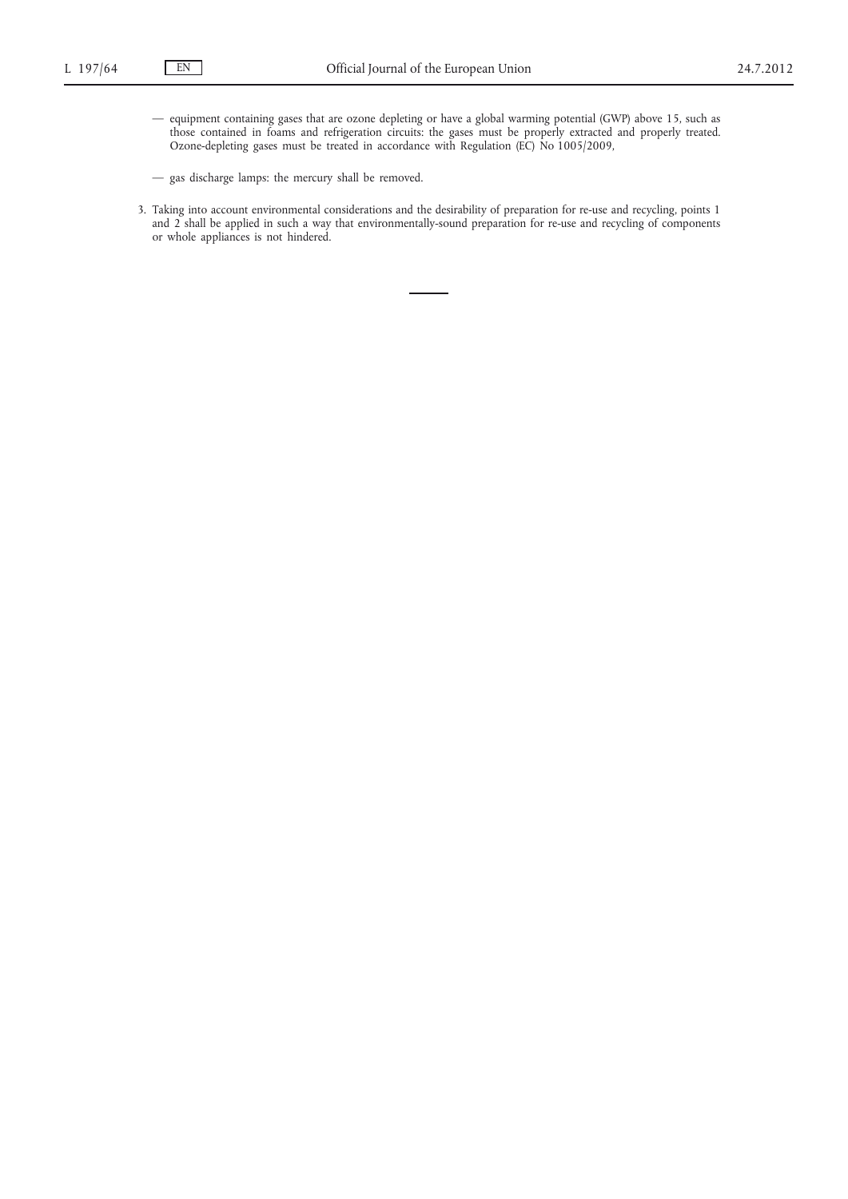— equipment containing gases that are ozone depleting or have a global warming potential (GWP) above 15, such as those contained in foams and refrigeration circuits: the gases must be properly extracted and properly treated. Ozone-depleting gases must be treated in accordance with Regulation (EC) No 1005/2009,

— gas discharge lamps: the mercury shall be removed.

3. Taking into account environmental considerations and the desirability of preparation for re-use and recycling, points 1 and 2 shall be applied in such a way that environmentally-sound preparation for re-use and recycling of components or whole appliances is not hindered.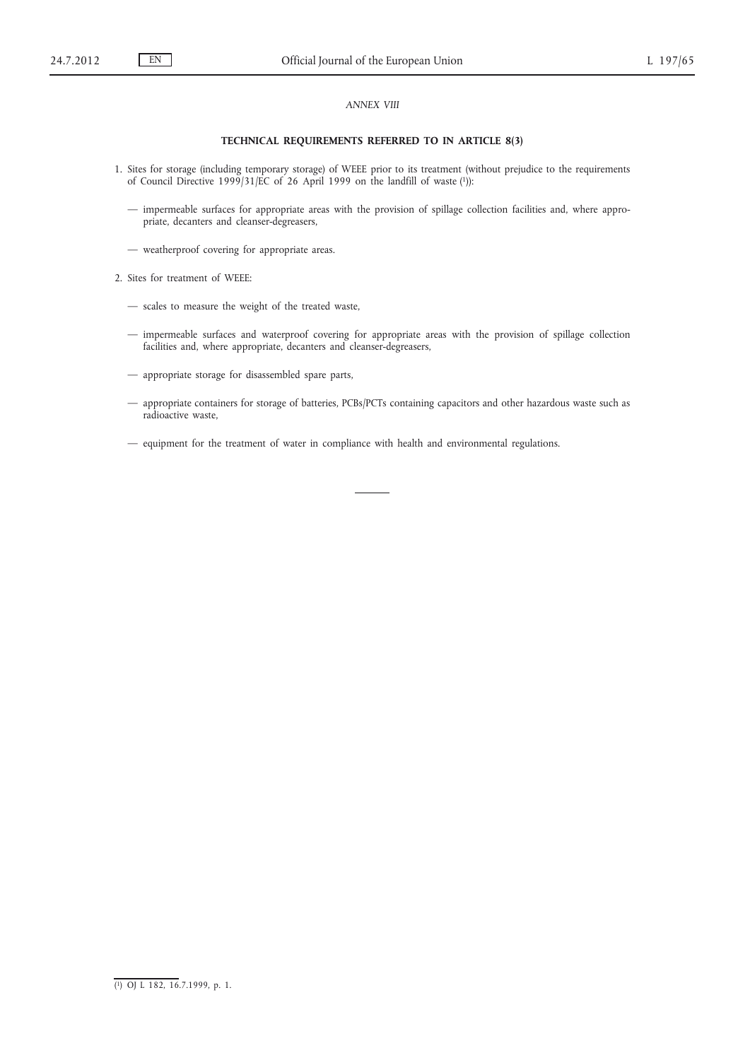*ANNEX VIII*

## TECHNICAL REQUIREMENTS REFERRED TO IN ARTICLE 8(3)

1. Sites for storage (including temporary storage) of WEEE prior to its treatment (without prejudice to the requirements of Council Directive 1999/31/EC of 26 April 1999 on the landfill of waste [1]):

   — impermeable surfaces for appropriate areas with the provision of spillage collection facilities and, where appropriate, decanters and cleanser-degreasers,

   — weatherproof covering for appropriate areas.

2. Sites for treatment of WEEE:

   — scales to measure the weight of the treated waste,

   — impermeable surfaces and waterproof covering for appropriate areas with the provision of spillage collection facilities and, where appropriate, decanters and cleanser-degreasers,

   — appropriate storage for disassembled spare parts,

   — appropriate containers for storage of batteries, PCBs/PCTs containing capacitors and other hazardous waste such as radioactive waste,

   — equipment for the treatment of water in compliance with health and environmental regulations.

---

[1] OJ L 182, 16.7.1999, p. 1.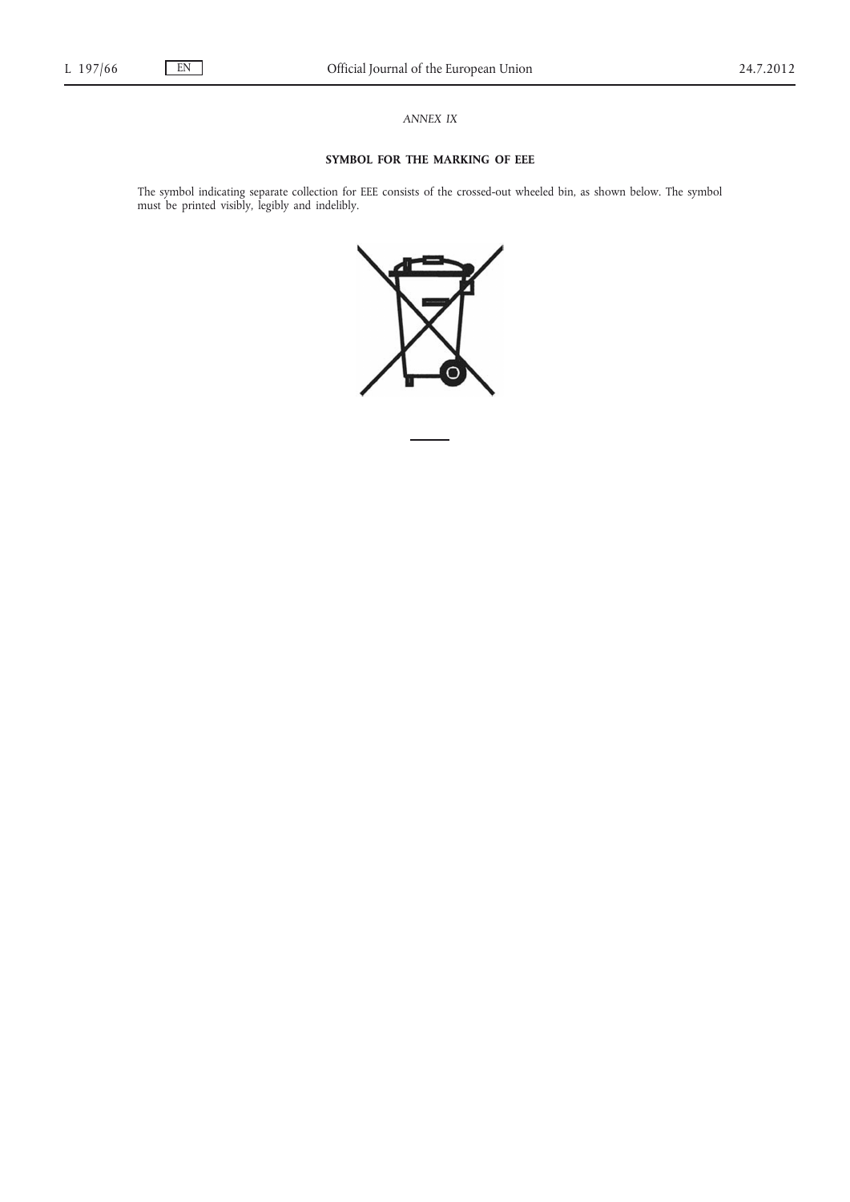*ANNEX IX*

**SYMBOL FOR THE MARKING OF EEE**

The symbol indicating separate collection for EEE consists of the crossed-out wheeled bin, as shown below. The symbol must be printed visibly, legibly and indelibly.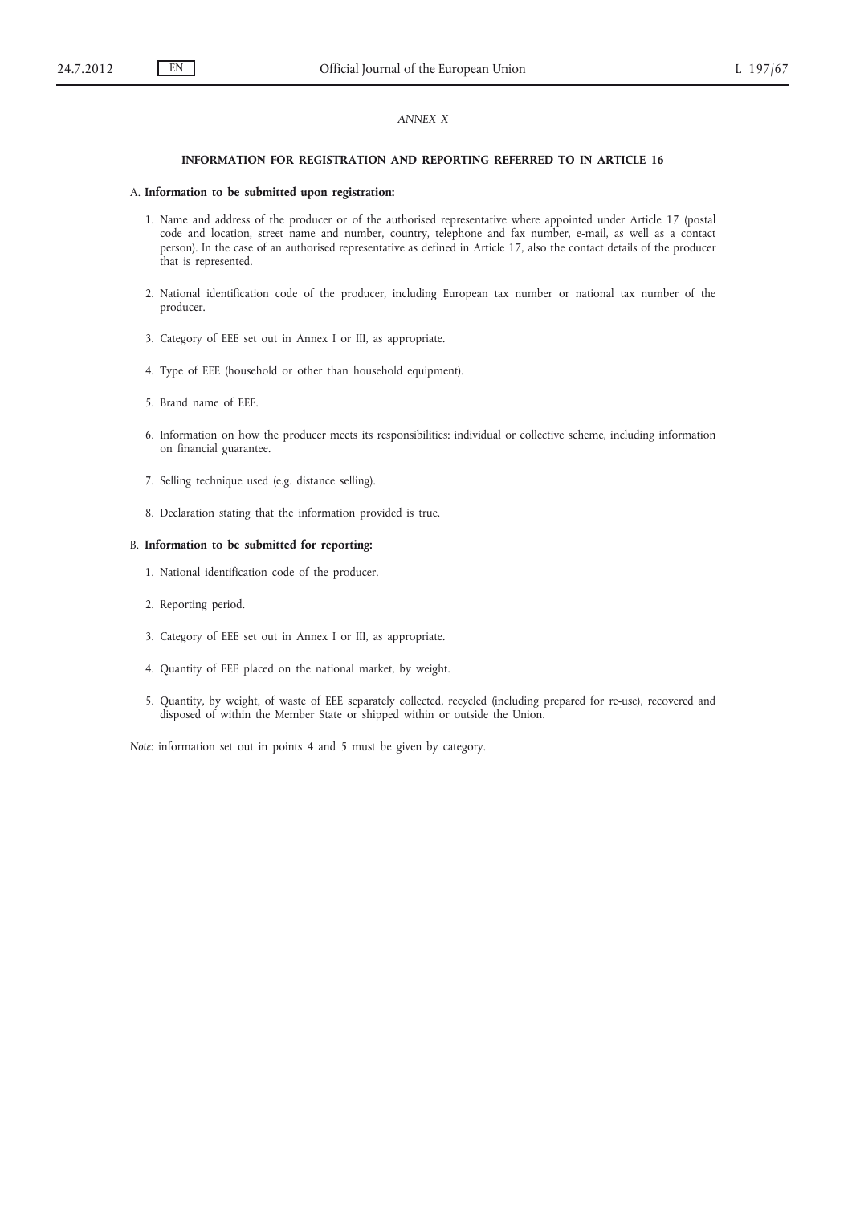*ANNEX X*

## INFORMATION FOR REGISTRATION AND REPORTING REFERRED TO IN ARTICLE 16

A. **Information to be submitted upon registration:**

1. Name and address of the producer or of the authorised representative where appointed under Article 17 (postal code and location, street name and number, country, telephone and fax number, e-mail, as well as a contact person). In the case of an authorised representative as defined in Article 17, also the contact details of the producer that is represented.

2. National identification code of the producer, including European tax number or national tax number of the producer.

3. Category of EEE set out in Annex I or III, as appropriate.

4. Type of EEE (household or other than household equipment).

5. Brand name of EEE.

6. Information on how the producer meets its responsibilities: individual or collective scheme, including information on financial guarantee.

7. Selling technique used (e.g. distance selling).

8. Declaration stating that the information provided is true.

B. **Information to be submitted for reporting:**

1. National identification code of the producer.

2. Reporting period.

3. Category of EEE set out in Annex I or III, as appropriate.

4. Quantity of EEE placed on the national market, by weight.

5. Quantity, by weight, of waste of EEE separately collected, recycled (including prepared for re-use), recovered and disposed of within the Member State or shipped within or outside the Union.

*Note:* information set out in points 4 and 5 must be given by category.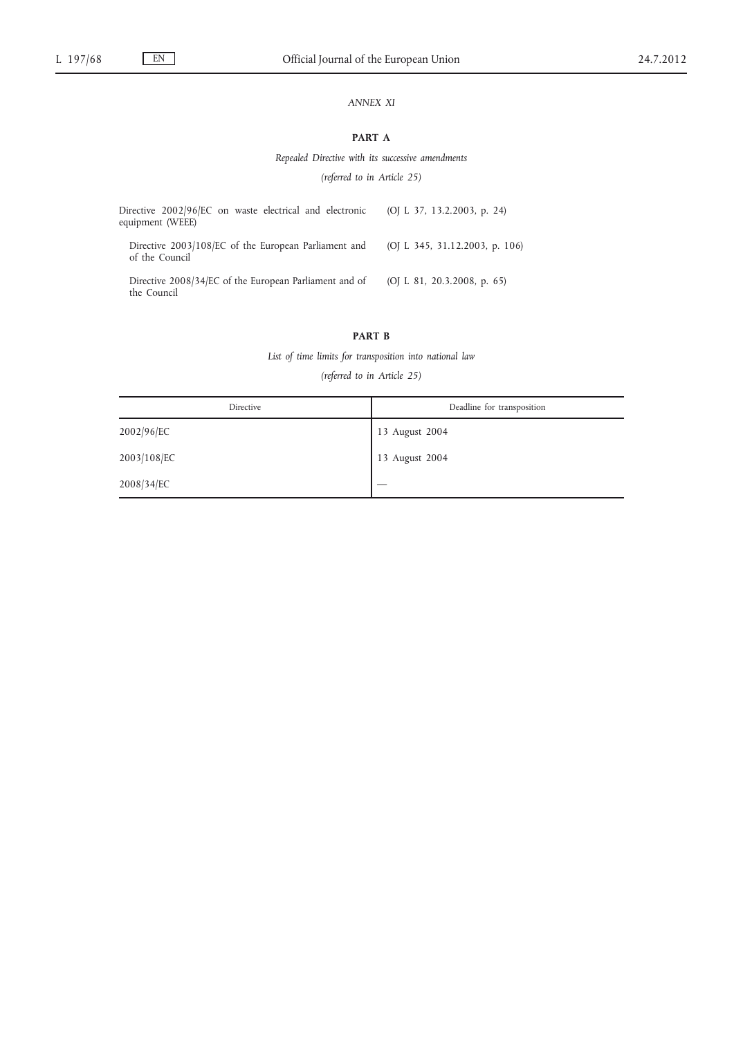*ANNEX XI*

## PART A

*Repealed Directive with its successive amendments*

*(referred to in Article 25)*

| | |
|---|---|
| Directive 2002/96/EC on waste electrical and electronic equipment (WEEE) | (OJ L 37, 13.2.2003, p. 24) |
| Directive 2003/108/EC of the European Parliament and of the Council | (OJ L 345, 31.12.2003, p. 106) |
| Directive 2008/34/EC of the European Parliament and of the Council | (OJ L 81, 20.3.2008, p. 65) |

## PART B

*List of time limits for transposition into national law*

*(referred to in Article 25)*

| Directive | Deadline for transposition |
|---|---|
| 2002/96/EC | 13 August 2004 |
| 2003/108/EC | 13 August 2004 |
| 2008/34/EC | — |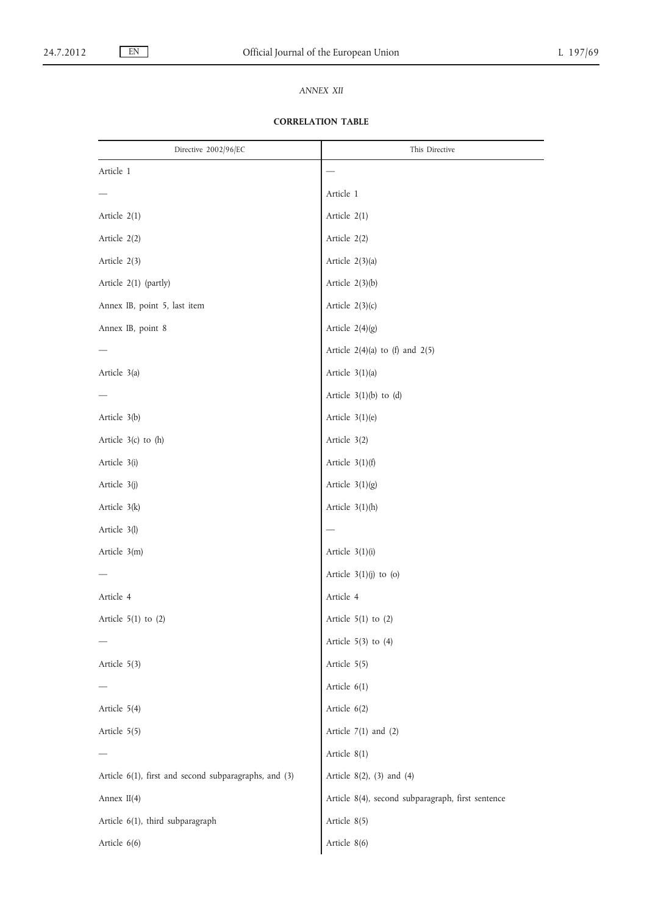*ANNEX XII*

**CORRELATION TABLE**

| Directive 2002/96/EC | This Directive |
|---|---|
| Article 1 | — |
| — | Article 1 |
| Article 2(1) | Article 2(1) |
| Article 2(2) | Article 2(2) |
| Article 2(3) | Article 2(3)(a) |
| Article 2(1) (partly) | Article 2(3)(b) |
| Annex IB, point 5, last item | Article 2(3)(c) |
| Annex IB, point 8 | Article 2(4)(g) |
| — | Article 2(4)(a) to (f) and 2(5) |
| Article 3(a) | Article 3(1)(a) |
| — | Article 3(1)(b) to (d) |
| Article 3(b) | Article 3(1)(e) |
| Article 3(c) to (h) | Article 3(2) |
| Article 3(i) | Article 3(1)(f) |
| Article 3(j) | Article 3(1)(g) |
| Article 3(k) | Article 3(1)(h) |
| Article 3(l) | — |
| Article 3(m) | Article 3(1)(i) |
| — | Article 3(1)(j) to (o) |
| Article 4 | Article 4 |
| Article 5(1) to (2) | Article 5(1) to (2) |
| — | Article 5(3) to (4) |
| Article 5(3) | Article 5(5) |
| — | Article 6(1) |
| Article 5(4) | Article 6(2) |
| Article 5(5) | Article 7(1) and (2) |
| — | Article 8(1) |
| Article 6(1), first and second subparagraphs, and (3) | Article 8(2), (3) and (4) |
| Annex II(4) | Article 8(4), second subparagraph, first sentence |
| Article 6(1), third subparagraph | Article 8(5) |
| Article 6(6) | Article 8(6) |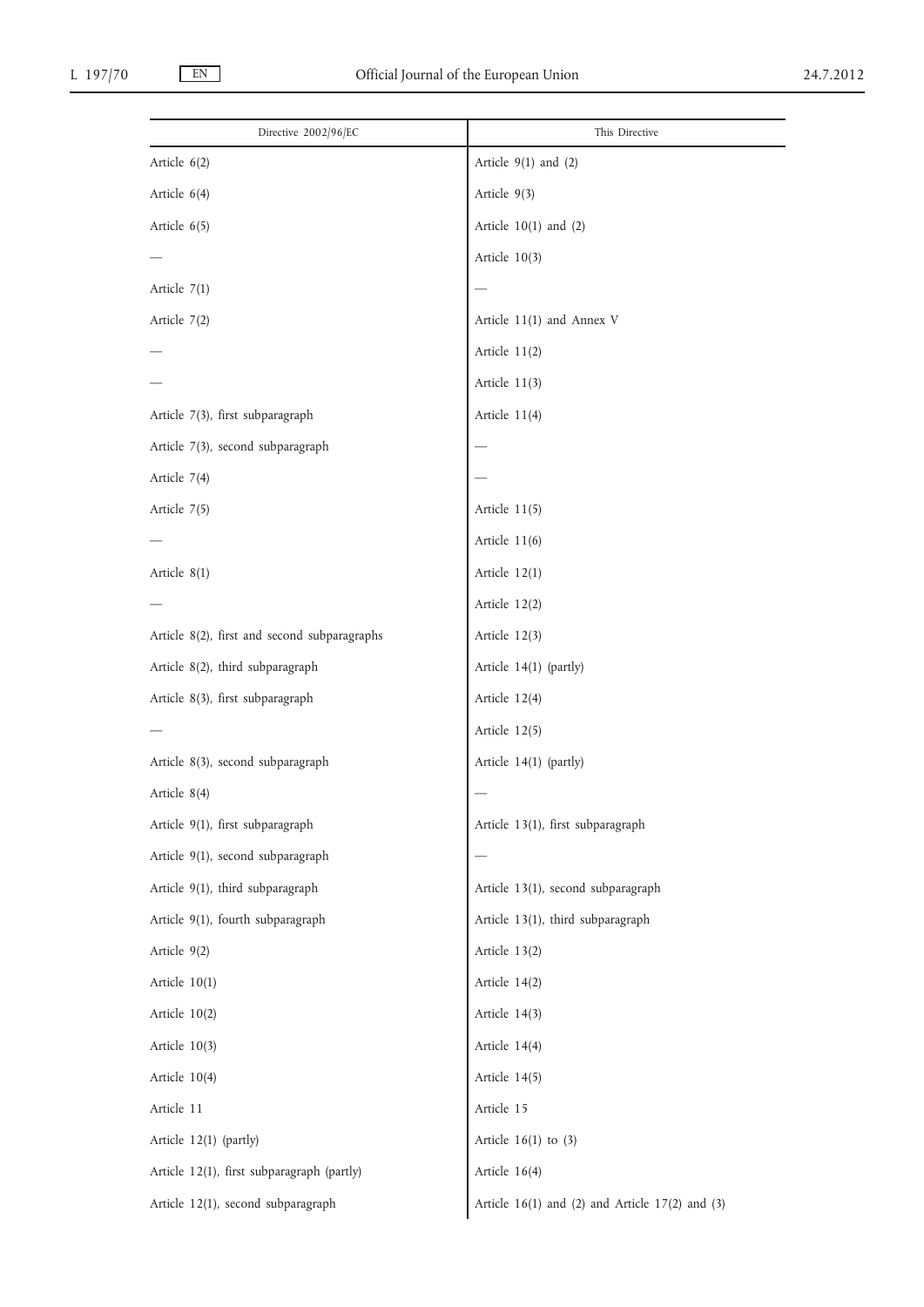| Directive 2002/96/EC | This Directive |
| --- | --- |
| Article 6(2) | Article 9(1) and (2) |
| Article 6(4) | Article 9(3) |
| Article 6(5) | Article 10(1) and (2) |
| — | Article 10(3) |
| Article 7(1) | — |
| Article 7(2) | Article 11(1) and Annex V |
| — | Article 11(2) |
| — | Article 11(3) |
| Article 7(3), first subparagraph | Article 11(4) |
| Article 7(3), second subparagraph | — |
| Article 7(4) | — |
| Article 7(5) | Article 11(5) |
| — | Article 11(6) |
| Article 8(1) | Article 12(1) |
| — | Article 12(2) |
| Article 8(2), first and second subparagraphs | Article 12(3) |
| Article 8(2), third subparagraph | Article 14(1) (partly) |
| Article 8(3), first subparagraph | Article 12(4) |
| — | Article 12(5) |
| Article 8(3), second subparagraph | Article 14(1) (partly) |
| Article 8(4) | — |
| Article 9(1), first subparagraph | Article 13(1), first subparagraph |
| Article 9(1), second subparagraph | — |
| Article 9(1), third subparagraph | Article 13(1), second subparagraph |
| Article 9(1), fourth subparagraph | Article 13(1), third subparagraph |
| Article 9(2) | Article 13(2) |
| Article 10(1) | Article 14(2) |
| Article 10(2) | Article 14(3) |
| Article 10(3) | Article 14(4) |
| Article 10(4) | Article 14(5) |
| Article 11 | Article 15 |
| Article 12(1) (partly) | Article 16(1) to (3) |
| Article 12(1), first subparagraph (partly) | Article 16(4) |
| Article 12(1), second subparagraph | Article 16(1) and (2) and Article 17(2) and (3) |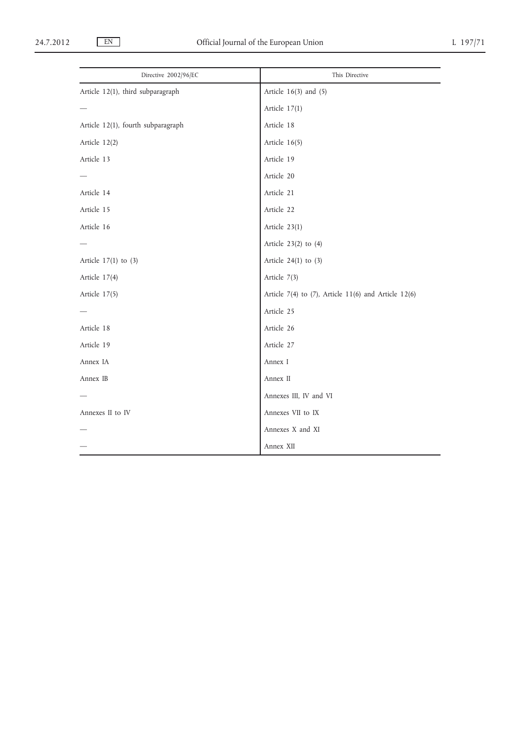| Directive 2002/96/EC | This Directive |
|---|---|
| Article 12(1), third subparagraph | Article 16(3) and (5) |
| — | Article 17(1) |
| Article 12(1), fourth subparagraph | Article 18 |
| Article 12(2) | Article 16(5) |
| Article 13 | Article 19 |
| — | Article 20 |
| Article 14 | Article 21 |
| Article 15 | Article 22 |
| Article 16 | Article 23(1) |
| — | Article 23(2) to (4) |
| Article 17(1) to (3) | Article 24(1) to (3) |
| Article 17(4) | Article 7(3) |
| Article 17(5) | Article 7(4) to (7), Article 11(6) and Article 12(6) |
| — | Article 25 |
| Article 18 | Article 26 |
| Article 19 | Article 27 |
| Annex IA | Annex I |
| Annex IB | Annex II |
| — | Annexes III, IV and VI |
| Annexes II to IV | Annexes VII to IX |
| — | Annexes X and XI |
| — | Annex XII |